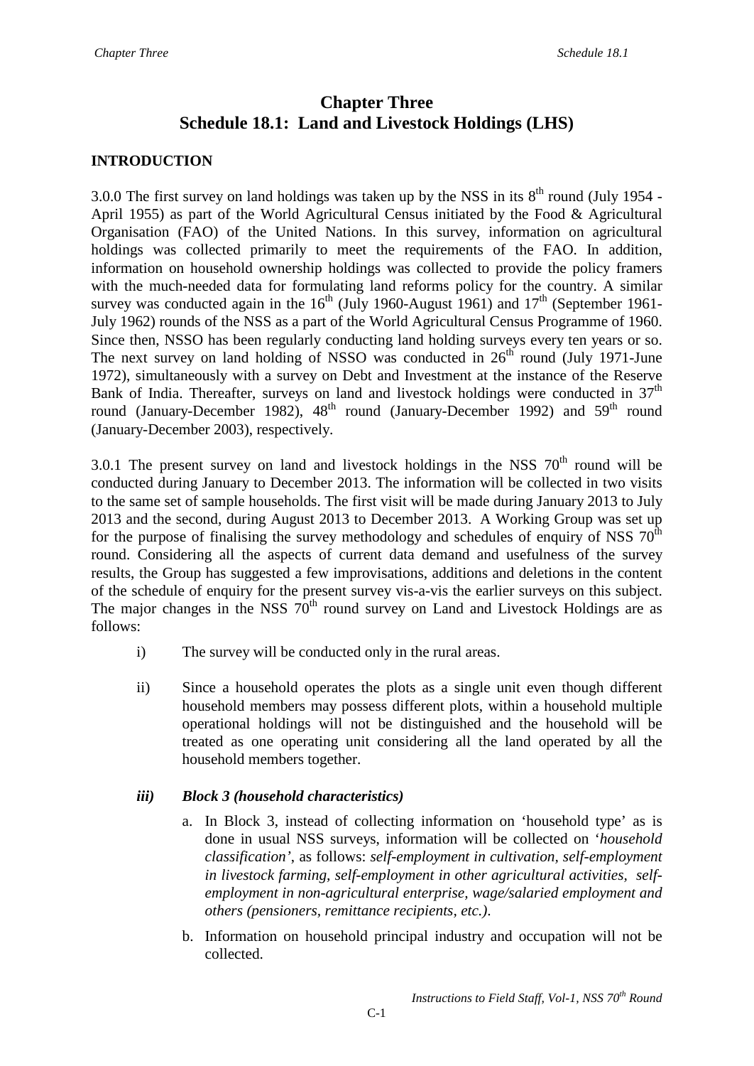# Chapter Three
# Schedule 18.1: Land and Livestock Holdings (LHS)

## INTRODUCTION

3.0.0 The first survey on land holdings was taken up by the NSS in its 8th round (July 1954 - April 1955) as part of the World Agricultural Census initiated by the Food & Agricultural Organisation (FAO) of the United Nations. In this survey, information on agricultural holdings was collected primarily to meet the requirements of the FAO. In addition, information on household ownership holdings was collected to provide the policy framers with the much-needed data for formulating land reforms policy for the country. A similar survey was conducted again in the 16th (July 1960-August 1961) and 17th (September 1961-July 1962) rounds of the NSS as a part of the World Agricultural Census Programme of 1960. Since then, NSSO has been regularly conducting land holding surveys every ten years or so. The next survey on land holding of NSSO was conducted in 26th round (July 1971-June 1972), simultaneously with a survey on Debt and Investment at the instance of the Reserve Bank of India. Thereafter, surveys on land and livestock holdings were conducted in 37th round (January-December 1982), 48th round (January-December 1992) and 59th round (January-December 2003), respectively.

3.0.1 The present survey on land and livestock holdings in the NSS 70th round will be conducted during January to December 2013. The information will be collected in two visits to the same set of sample households. The first visit will be made during January 2013 to July 2013 and the second, during August 2013 to December 2013. A Working Group was set up for the purpose of finalising the survey methodology and schedules of enquiry of NSS 70th round. Considering all the aspects of current data demand and usefulness of the survey results, the Group has suggested a few improvisations, additions and deletions in the content of the schedule of enquiry for the present survey vis-a-vis the earlier surveys on this subject. The major changes in the NSS 70th round survey on Land and Livestock Holdings are as follows:

i) The survey will be conducted only in the rural areas.

ii) Since a household operates the plots as a single unit even though different household members may possess different plots, within a household multiple operational holdings will not be distinguished and the household will be treated as one operating unit considering all the land operated by all the household members together.

***iii) Block 3 (household characteristics)***

a. In Block 3, instead of collecting information on 'household type' as is done in usual NSS surveys, information will be collected on '*household classification*', as follows: *self-employment in cultivation, self-employment in livestock farming, self-employment in other agricultural activities, self-employment in non-agricultural enterprise, wage/salaried employment and others (pensioners, remittance recipients, etc.)*.

b. Information on household principal industry and occupation will not be collected.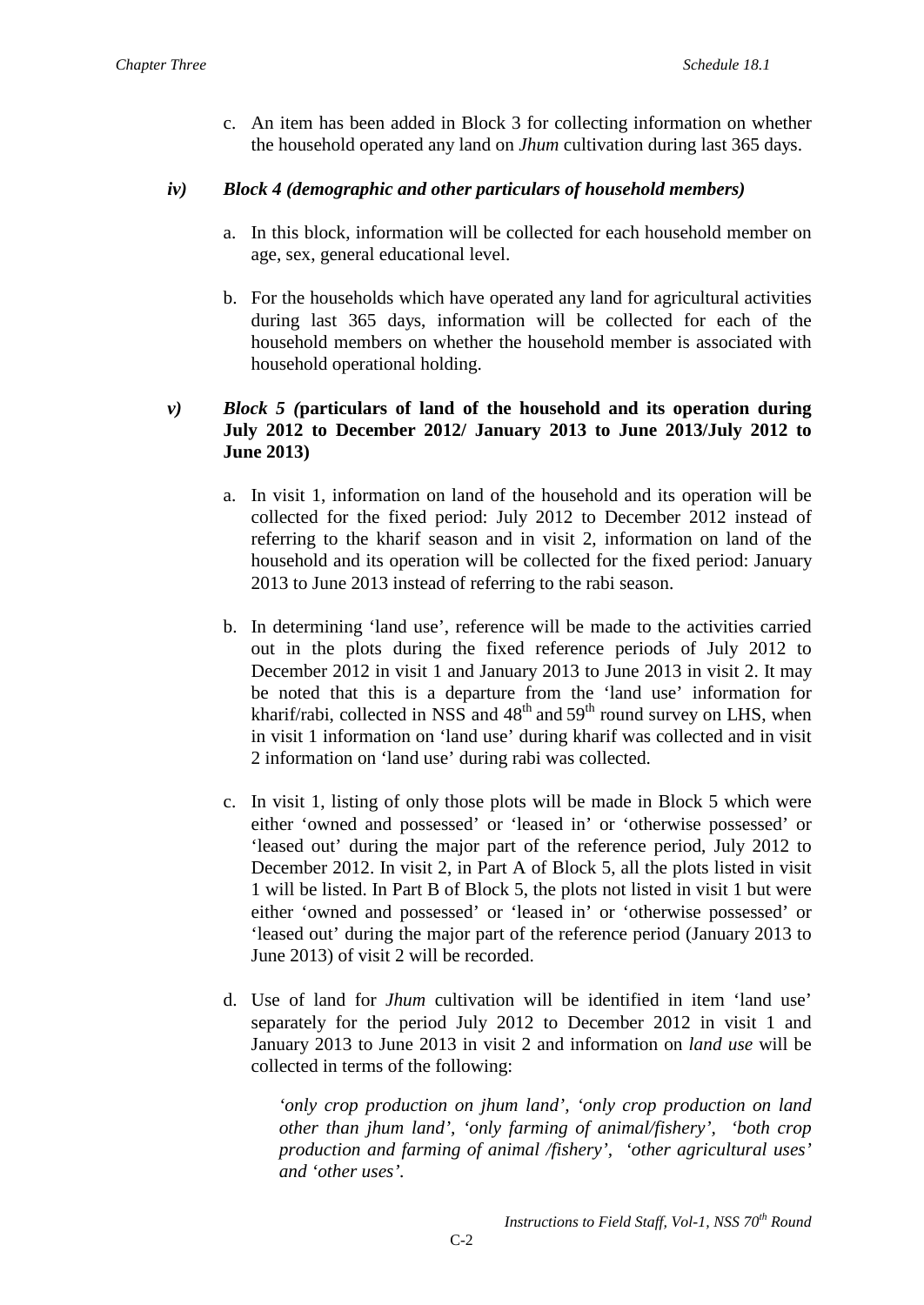c. An item has been added in Block 3 for collecting information on whether the household operated any land on *Jhum* cultivation during last 365 days.

***iv) Block 4 (demographic and other particulars of household members)***

a. In this block, information will be collected for each household member on age, sex, general educational level.

b. For the households which have operated any land for agricultural activities during last 365 days, information will be collected for each of the household members on whether the household member is associated with household operational holding.

***v) Block 5 (*particulars of land of the household and its operation during July 2012 to December 2012/ January 2013 to June 2013/July 2012 to June 2013)**

a. In visit 1, information on land of the household and its operation will be collected for the fixed period: July 2012 to December 2012 instead of referring to the kharif season and in visit 2, information on land of the household and its operation will be collected for the fixed period: January 2013 to June 2013 instead of referring to the rabi season.

b. In determining 'land use', reference will be made to the activities carried out in the plots during the fixed reference periods of July 2012 to December 2012 in visit 1 and January 2013 to June 2013 in visit 2. It may be noted that this is a departure from the 'land use' information for kharif/rabi, collected in NSS and 48th and 59th round survey on LHS, when in visit 1 information on 'land use' during kharif was collected and in visit 2 information on 'land use' during rabi was collected.

c. In visit 1, listing of only those plots will be made in Block 5 which were either 'owned and possessed' or 'leased in' or 'otherwise possessed' or 'leased out' during the major part of the reference period, July 2012 to December 2012. In visit 2, in Part A of Block 5, all the plots listed in visit 1 will be listed. In Part B of Block 5, the plots not listed in visit 1 but were either 'owned and possessed' or 'leased in' or 'otherwise possessed' or 'leased out' during the major part of the reference period (January 2013 to June 2013) of visit 2 will be recorded.

d. Use of land for *Jhum* cultivation will be identified in item 'land use' separately for the period July 2012 to December 2012 in visit 1 and January 2013 to June 2013 in visit 2 and information on *land use* will be collected in terms of the following:

*'only crop production on jhum land', 'only crop production on land other than jhum land', 'only farming of animal/fishery', 'both crop production and farming of animal /fishery', 'other agricultural uses' and 'other uses'.*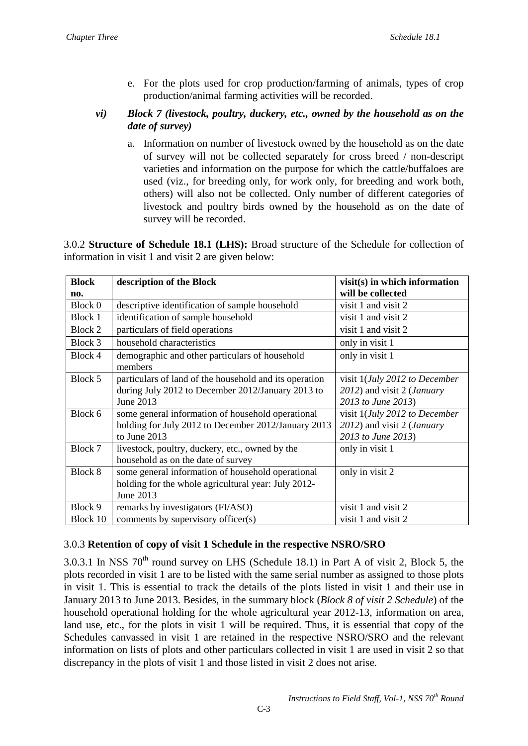e. For the plots used for crop production/farming of animals, types of crop production/animal farming activities will be recorded.

*vi) Block 7 (livestock, poultry, duckery, etc., owned by the household as on the date of survey)*

a. Information on number of livestock owned by the household as on the date of survey will not be collected separately for cross breed / non-descript varieties and information on the purpose for which the cattle/buffaloes are used (viz., for breeding only, for work only, for breeding and work both, others) will also not be collected. Only number of different categories of livestock and poultry birds owned by the household as on the date of survey will be recorded.

3.0.2 **Structure of Schedule 18.1 (LHS):** Broad structure of the Schedule for collection of information in visit 1 and visit 2 are given below:

| Block no. | description of the Block | visit(s) in which information will be collected |
|---|---|---|
| Block 0 | descriptive identification of sample household | visit 1 and visit 2 |
| Block 1 | identification of sample household | visit 1 and visit 2 |
| Block 2 | particulars of field operations | visit 1 and visit 2 |
| Block 3 | household characteristics | only in visit 1 |
| Block 4 | demographic and other particulars of household members | only in visit 1 |
| Block 5 | particulars of land of the household and its operation during July 2012 to December 2012/January 2013 to June 2013 | visit 1(*July 2012 to December 2012*) and visit 2 (*January 2013 to June 2013*) |
| Block 6 | some general information of household operational holding for July 2012 to December 2012/January 2013 to June 2013 | visit 1(*July 2012 to December 2012*) and visit 2 (*January 2013 to June 2013*) |
| Block 7 | livestock, poultry, duckery, etc., owned by the household as on the date of survey | only in visit 1 |
| Block 8 | some general information of household operational holding for the whole agricultural year: July 2012-June 2013 | only in visit 2 |
| Block 9 | remarks by investigators (FI/ASO) | visit 1 and visit 2 |
| Block 10 | comments by supervisory officer(s) | visit 1 and visit 2 |

3.0.3 **Retention of copy of visit 1 Schedule in the respective NSRO/SRO**

3.0.3.1 In NSS 70th round survey on LHS (Schedule 18.1) in Part A of visit 2, Block 5, the plots recorded in visit 1 are to be listed with the same serial number as assigned to those plots in visit 1. This is essential to track the details of the plots listed in visit 1 and their use in January 2013 to June 2013. Besides, in the summary block (*Block 8 of visit 2 Schedule*) of the household operational holding for the whole agricultural year 2012-13, information on area, land use, etc., for the plots in visit 1 will be required. Thus, it is essential that copy of the Schedules canvassed in visit 1 are retained in the respective NSRO/SRO and the relevant information on lists of plots and other particulars collected in visit 1 are used in visit 2 so that discrepancy in the plots of visit 1 and those listed in visit 2 does not arise.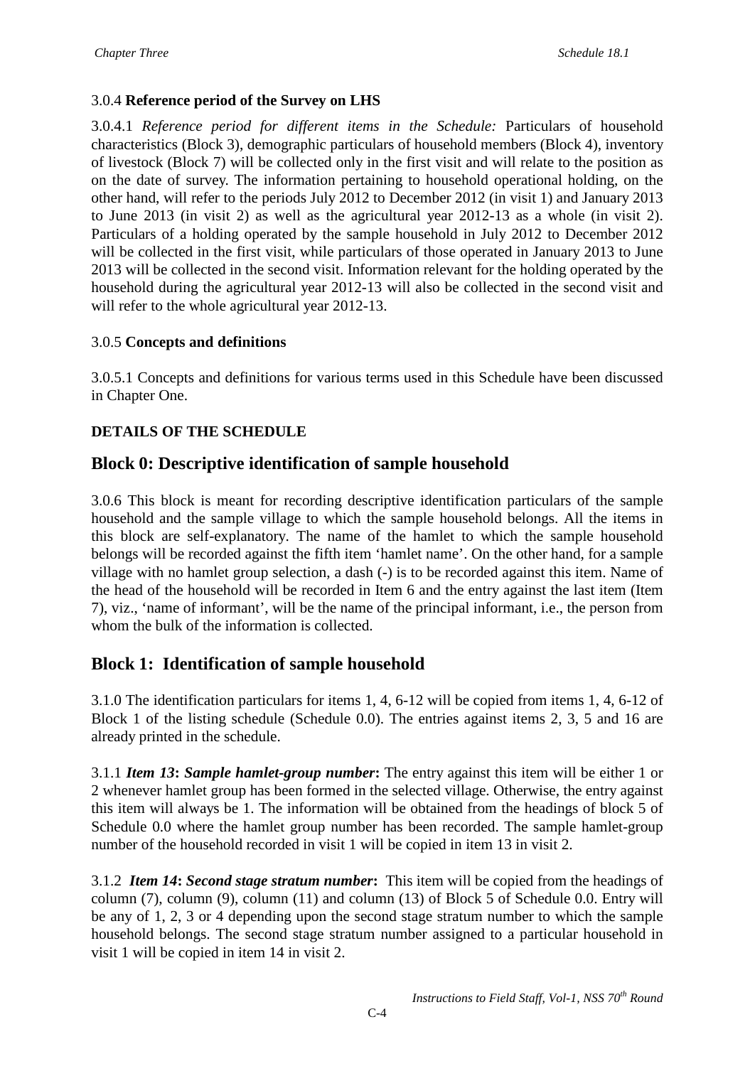3.0.4 **Reference period of the Survey on LHS**

3.0.4.1 *Reference period for different items in the Schedule:* Particulars of household characteristics (Block 3), demographic particulars of household members (Block 4), inventory of livestock (Block 7) will be collected only in the first visit and will relate to the position as on the date of survey. The information pertaining to household operational holding, on the other hand, will refer to the periods July 2012 to December 2012 (in visit 1) and January 2013 to June 2013 (in visit 2) as well as the agricultural year 2012-13 as a whole (in visit 2). Particulars of a holding operated by the sample household in July 2012 to December 2012 will be collected in the first visit, while particulars of those operated in January 2013 to June 2013 will be collected in the second visit. Information relevant for the holding operated by the household during the agricultural year 2012-13 will also be collected in the second visit and will refer to the whole agricultural year 2012-13.

3.0.5 **Concepts and definitions**

3.0.5.1 Concepts and definitions for various terms used in this Schedule have been discussed in Chapter One.

**DETAILS OF THE SCHEDULE**

## Block 0: Descriptive identification of sample household

3.0.6 This block is meant for recording descriptive identification particulars of the sample household and the sample village to which the sample household belongs. All the items in this block are self-explanatory. The name of the hamlet to which the sample household belongs will be recorded against the fifth item 'hamlet name'. On the other hand, for a sample village with no hamlet group selection, a dash (-) is to be recorded against this item. Name of the head of the household will be recorded in Item 6 and the entry against the last item (Item 7), viz., 'name of informant', will be the name of the principal informant, i.e., the person from whom the bulk of the information is collected.

## Block 1: Identification of sample household

3.1.0 The identification particulars for items 1, 4, 6-12 will be copied from items 1, 4, 6-12 of Block 1 of the listing schedule (Schedule 0.0). The entries against items 2, 3, 5 and 16 are already printed in the schedule.

3.1.1 ***Item 13*: *Sample hamlet-group number*:** The entry against this item will be either 1 or 2 whenever hamlet group has been formed in the selected village. Otherwise, the entry against this item will always be 1. The information will be obtained from the headings of block 5 of Schedule 0.0 where the hamlet group number has been recorded. The sample hamlet-group number of the household recorded in visit 1 will be copied in item 13 in visit 2.

3.1.2 ***Item 14*: *Second stage stratum number*:** This item will be copied from the headings of column (7), column (9), column (11) and column (13) of Block 5 of Schedule 0.0. Entry will be any of 1, 2, 3 or 4 depending upon the second stage stratum number to which the sample household belongs. The second stage stratum number assigned to a particular household in visit 1 will be copied in item 14 in visit 2.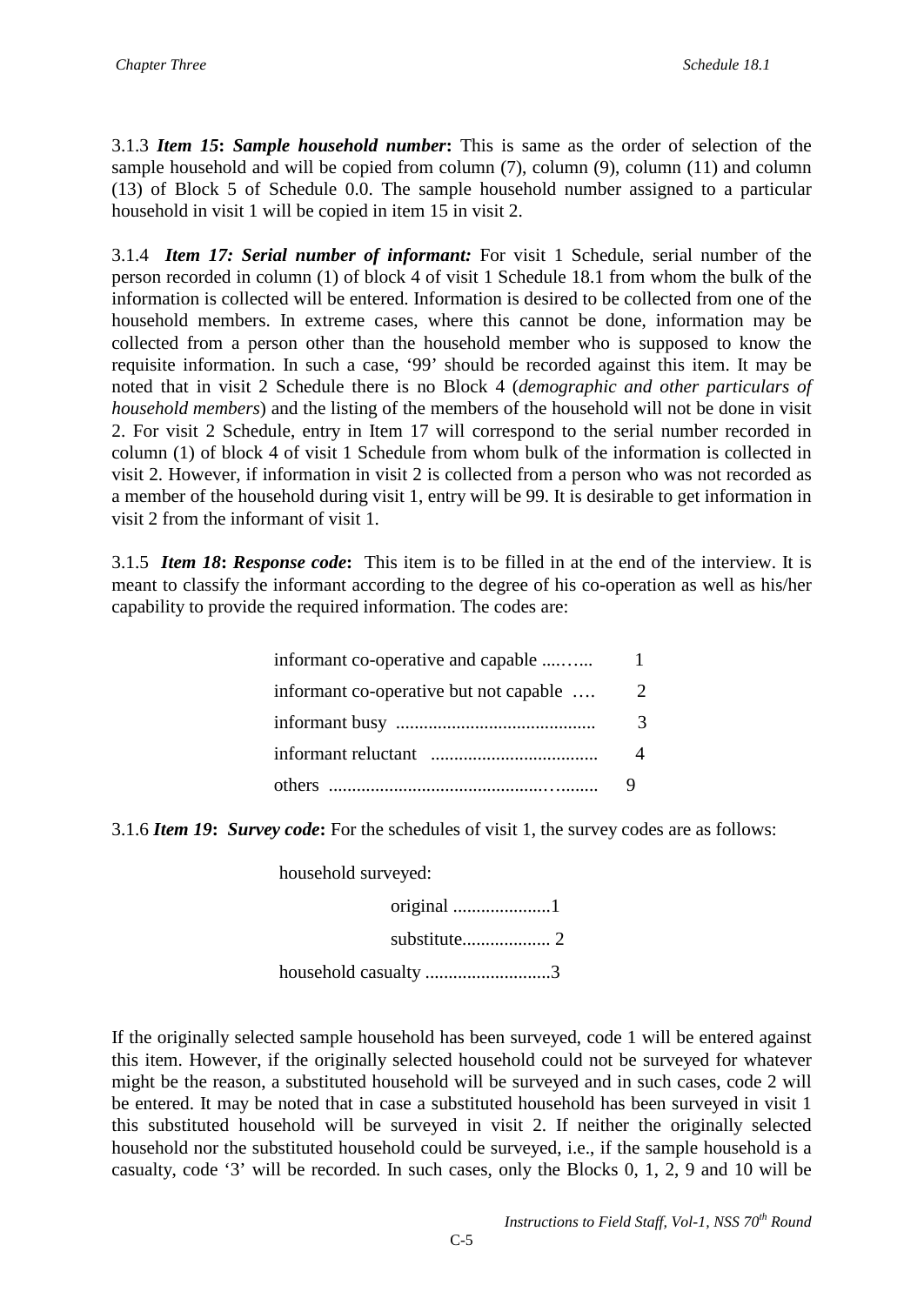3.1.3 ***Item 15*: *Sample household number*:** This is same as the order of selection of the sample household and will be copied from column (7), column (9), column (11) and column (13) of Block 5 of Schedule 0.0. The sample household number assigned to a particular household in visit 1 will be copied in item 15 in visit 2.

3.1.4 ***Item 17: Serial number of informant:*** For visit 1 Schedule, serial number of the person recorded in column (1) of block 4 of visit 1 Schedule 18.1 from whom the bulk of the information is collected will be entered. Information is desired to be collected from one of the household members. In extreme cases, where this cannot be done, information may be collected from a person other than the household member who is supposed to know the requisite information. In such a case, '99' should be recorded against this item. It may be noted that in visit 2 Schedule there is no Block 4 (*demographic and other particulars of household members*) and the listing of the members of the household will not be done in visit 2. For visit 2 Schedule, entry in Item 17 will correspond to the serial number recorded in column (1) of block 4 of visit 1 Schedule from whom bulk of the information is collected in visit 2. However, if information in visit 2 is collected from a person who was not recorded as a member of the household during visit 1, entry will be 99. It is desirable to get information in visit 2 from the informant of visit 1.

3.1.5 ***Item 18*: *Response code*:** This item is to be filled in at the end of the interview. It is meant to classify the informant according to the degree of his co-operation as well as his/her capability to provide the required information. The codes are:

| | |
|---|---|
| informant co-operative and capable ....….. | 1 |
| informant co-operative but not capable …. | 2 |
| informant busy ........................................... | 3 |
| informant reluctant .................................... | 4 |
| others ...........................................…........ | 9 |

3.1.6 ***Item 19*: *Survey code*:** For the schedules of visit 1, the survey codes are as follows:

household surveyed:

- original .....................1
- substitute................... 2

household casualty ...........................3

If the originally selected sample household has been surveyed, code 1 will be entered against this item. However, if the originally selected household could not be surveyed for whatever might be the reason, a substituted household will be surveyed and in such cases, code 2 will be entered. It may be noted that in case a substituted household has been surveyed in visit 1 this substituted household will be surveyed in visit 2. If neither the originally selected household nor the substituted household could be surveyed, i.e., if the sample household is a casualty, code '3' will be recorded. In such cases, only the Blocks 0, 1, 2, 9 and 10 will be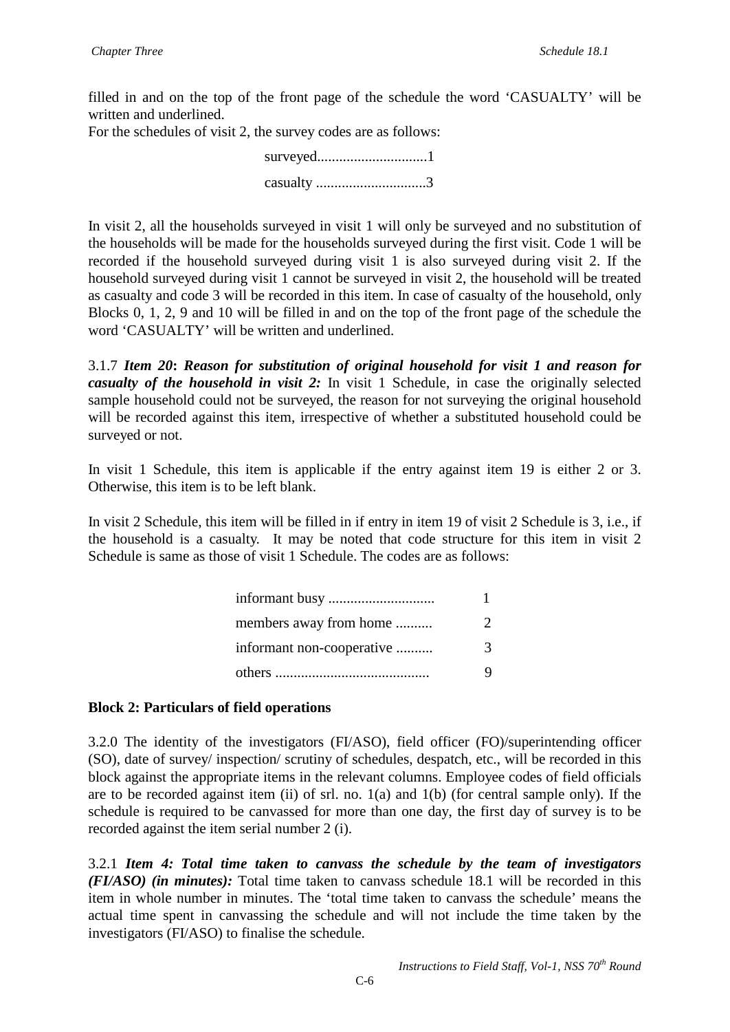filled in and on the top of the front page of the schedule the word 'CASUALTY' will be written and underlined.
For the schedules of visit 2, the survey codes are as follows:

surveyed.............................1

casualty .............................3

In visit 2, all the households surveyed in visit 1 will only be surveyed and no substitution of the households will be made for the households surveyed during the first visit. Code 1 will be recorded if the household surveyed during visit 1 is also surveyed during visit 2. If the household surveyed during visit 1 cannot be surveyed in visit 2, the household will be treated as casualty and code 3 will be recorded in this item. In case of casualty of the household, only Blocks 0, 1, 2, 9 and 10 will be filled in and on the top of the front page of the schedule the word 'CASUALTY' will be written and underlined.

3.1.7 ***Item 20*: *Reason for substitution of original household for visit 1 and reason for casualty of the household in visit 2:*** In visit 1 Schedule, in case the originally selected sample household could not be surveyed, the reason for not surveying the original household will be recorded against this item, irrespective of whether a substituted household could be surveyed or not.

In visit 1 Schedule, this item is applicable if the entry against item 19 is either 2 or 3. Otherwise, this item is to be left blank.

In visit 2 Schedule, this item will be filled in if entry in item 19 of visit 2 Schedule is 3, i.e., if the household is a casualty. It may be noted that code structure for this item in visit 2 Schedule is same as those of visit 1 Schedule. The codes are as follows:

informant busy ............................ 1

members away from home .......... 2

informant non-cooperative .......... 3

others .......................................... 9

**Block 2: Particulars of field operations**

3.2.0 The identity of the investigators (FI/ASO), field officer (FO)/superintending officer (SO), date of survey/ inspection/ scrutiny of schedules, despatch, etc., will be recorded in this block against the appropriate items in the relevant columns. Employee codes of field officials are to be recorded against item (ii) of srl. no. 1(a) and 1(b) (for central sample only). If the schedule is required to be canvassed for more than one day, the first day of survey is to be recorded against the item serial number 2 (i).

3.2.1 ***Item 4: Total time taken to canvass the schedule by the team of investigators (FI/ASO) (in minutes):*** Total time taken to canvass schedule 18.1 will be recorded in this item in whole number in minutes. The 'total time taken to canvass the schedule' means the actual time spent in canvassing the schedule and will not include the time taken by the investigators (FI/ASO) to finalise the schedule.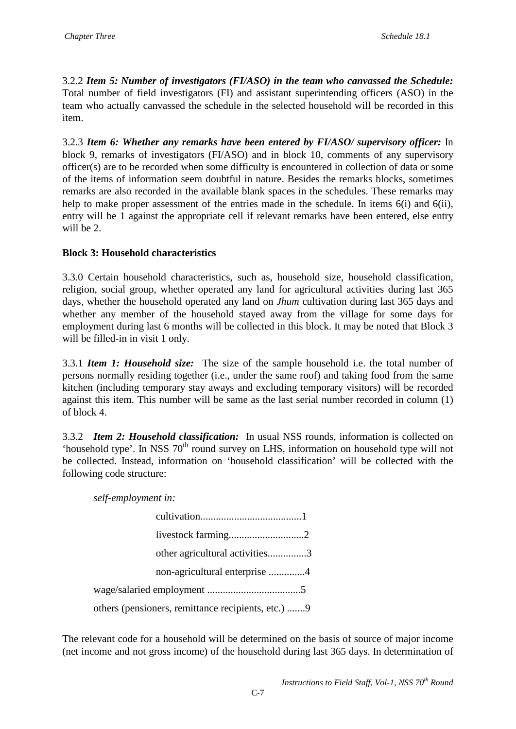3.2.2 ***Item 5: Number of investigators (FI/ASO) in the team who canvassed the Schedule:*** Total number of field investigators (FI) and assistant superintending officers (ASO) in the team who actually canvassed the schedule in the selected household will be recorded in this item.

3.2.3 ***Item 6: Whether any remarks have been entered by FI/ASO/ supervisory officer:*** In block 9, remarks of investigators (FI/ASO) and in block 10, comments of any supervisory officer(s) are to be recorded when some difficulty is encountered in collection of data or some of the items of information seem doubtful in nature. Besides the remarks blocks, sometimes remarks are also recorded in the available blank spaces in the schedules. These remarks may help to make proper assessment of the entries made in the schedule. In items 6(i) and 6(ii), entry will be 1 against the appropriate cell if relevant remarks have been entered, else entry will be 2.

**Block 3: Household characteristics**

3.3.0 Certain household characteristics, such as, household size, household classification, religion, social group, whether operated any land for agricultural activities during last 365 days, whether the household operated any land on *Jhum* cultivation during last 365 days and whether any member of the household stayed away from the village for some days for employment during last 6 months will be collected in this block. It may be noted that Block 3 will be filled-in in visit 1 only.

3.3.1 ***Item 1: Household size:*** The size of the sample household i.e. the total number of persons normally residing together (i.e., under the same roof) and taking food from the same kitchen (including temporary stay aways and excluding temporary visitors) will be recorded against this item. This number will be same as the last serial number recorded in column (1) of block 4.

3.3.2 ***Item 2: Household classification:*** In usual NSS rounds, information is collected on 'household type'. In NSS 70th round survey on LHS, information on household type will not be collected. Instead, information on 'household classification' will be collected with the following code structure:

*self-employment in:*

cultivation.......................................1

livestock farming............................2

other agricultural activities...............3

non-agricultural enterprise ..............4

wage/salaried employment ....................................5

others (pensioners, remittance recipients, etc.) .......9

The relevant code for a household will be determined on the basis of source of major income (net income and not gross income) of the household during last 365 days. In determination of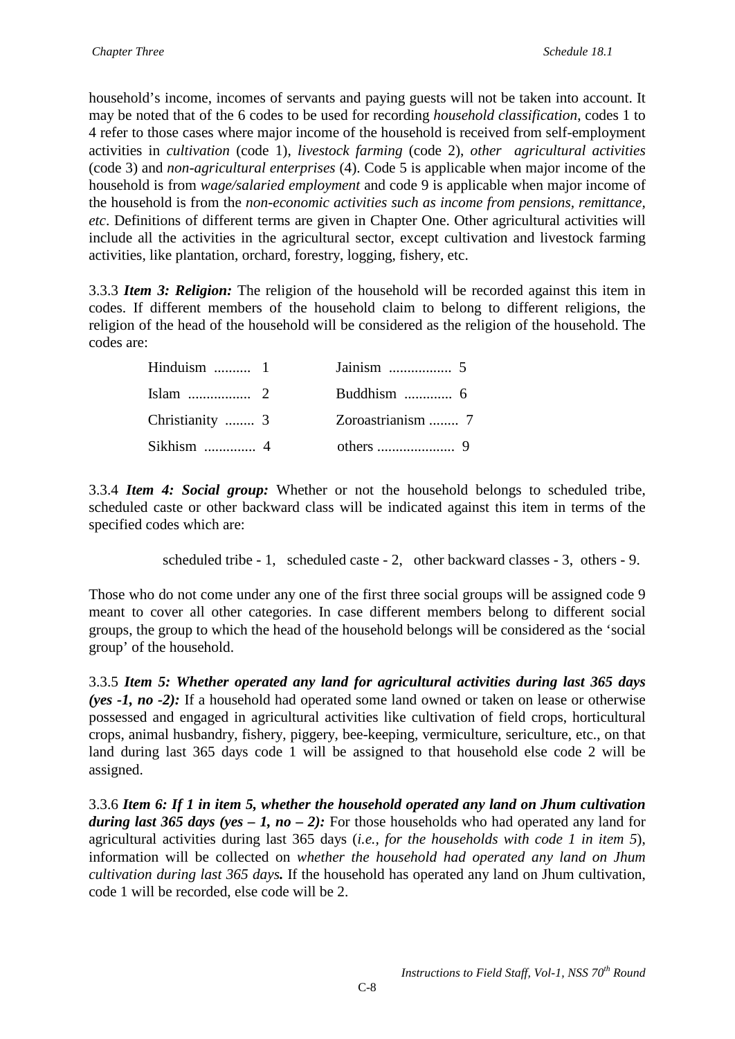household's income, incomes of servants and paying guests will not be taken into account. It may be noted that of the 6 codes to be used for recording *household classification*, codes 1 to 4 refer to those cases where major income of the household is received from self-employment activities in *cultivation* (code 1), *livestock farming* (code 2), *other agricultural activities* (code 3) and *non-agricultural enterprises* (4). Code 5 is applicable when major income of the household is from *wage/salaried employment* and code 9 is applicable when major income of the household is from the *non-economic activities such as income from pensions, remittance, etc*. Definitions of different terms are given in Chapter One. Other agricultural activities will include all the activities in the agricultural sector, except cultivation and livestock farming activities, like plantation, orchard, forestry, logging, fishery, etc.

3.3.3 ***Item 3: Religion:*** The religion of the household will be recorded against this item in codes. If different members of the household claim to belong to different religions, the religion of the head of the household will be considered as the religion of the household. The codes are:

| | |
|---|---|
| Hinduism .......... 1 | Jainism ................ 5 |
| Islam ................ 2 | Buddhism ............. 6 |
| Christianity ........ 3 | Zoroastrianism ........ 7 |
| Sikhism ............. 4 | others .................... 9 |

3.3.4 ***Item 4: Social group:*** Whether or not the household belongs to scheduled tribe, scheduled caste or other backward class will be indicated against this item in terms of the specified codes which are:

scheduled tribe - 1, scheduled caste - 2, other backward classes - 3, others - 9.

Those who do not come under any one of the first three social groups will be assigned code 9 meant to cover all other categories. In case different members belong to different social groups, the group to which the head of the household belongs will be considered as the 'social group' of the household.

3.3.5 ***Item 5: Whether operated any land for agricultural activities during last 365 days (yes -1, no -2):*** If a household had operated some land owned or taken on lease or otherwise possessed and engaged in agricultural activities like cultivation of field crops, horticultural crops, animal husbandry, fishery, piggery, bee-keeping, vermiculture, sericulture, etc., on that land during last 365 days code 1 will be assigned to that household else code 2 will be assigned.

3.3.6 ***Item 6: If 1 in item 5, whether the household operated any land on Jhum cultivation during last 365 days (yes – 1, no – 2):*** For those households who had operated any land for agricultural activities during last 365 days (*i.e., for the households with code 1 in item 5*), information will be collected on *whether the household had operated any land on Jhum cultivation during last 365 days.* If the household has operated any land on Jhum cultivation, code 1 will be recorded, else code will be 2.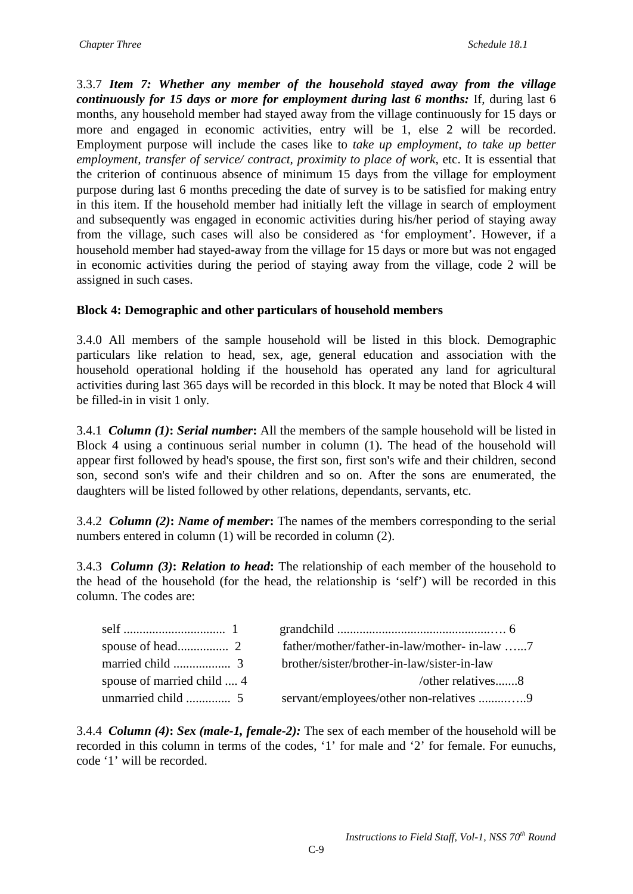3.3.7 ***Item 7: Whether any member of the household stayed away from the village continuously for 15 days or more for employment during last 6 months:*** If, during last 6 months, any household member had stayed away from the village continuously for 15 days or more and engaged in economic activities, entry will be 1, else 2 will be recorded. Employment purpose will include the cases like to *take up employment, to take up better employment, transfer of service/ contract, proximity to place of work*, etc. It is essential that the criterion of continuous absence of minimum 15 days from the village for employment purpose during last 6 months preceding the date of survey is to be satisfied for making entry in this item. If the household member had initially left the village in search of employment and subsequently was engaged in economic activities during his/her period of staying away from the village, such cases will also be considered as 'for employment'. However, if a household member had stayed-away from the village for 15 days or more but was not engaged in economic activities during the period of staying away from the village, code 2 will be assigned in such cases.

**Block 4: Demographic and other particulars of household members**

3.4.0 All members of the sample household will be listed in this block. Demographic particulars like relation to head, sex, age, general education and association with the household operational holding if the household has operated any land for agricultural activities during last 365 days will be recorded in this block. It may be noted that Block 4 will be filled-in in visit 1 only.

3.4.1 ***Column (1)*: *Serial number*:** All the members of the sample household will be listed in Block 4 using a continuous serial number in column (1). The head of the household will appear first followed by head's spouse, the first son, first son's wife and their children, second son, second son's wife and their children and so on. After the sons are enumerated, the daughters will be listed followed by other relations, dependants, servants, etc.

3.4.2 ***Column (2)*: *Name of member*:** The names of the members corresponding to the serial numbers entered in column (1) will be recorded in column (2).

3.4.3 ***Column (3)*: *Relation to head*:** The relationship of each member of the household to the head of the household (for the head, the relationship is 'self') will be recorded in this column. The codes are:

| | |
|---|---|
| self ................................ 1 | grandchild .................................................… 6 |
| spouse of head................ 2 | father/mother/father-in-law/mother- in-law …...7 |
| married child .................. 3 | brother/sister/brother-in-law/sister-in-law /other relatives.......8 |
| spouse of married child .... 4 | |
| unmarried child .............. 5 | servant/employees/other non-relatives .........…..9 |

3.4.4 ***Column (4)*: *Sex (male-1, female-2):*** The sex of each member of the household will be recorded in this column in terms of the codes, '1' for male and '2' for female. For eunuchs, code '1' will be recorded.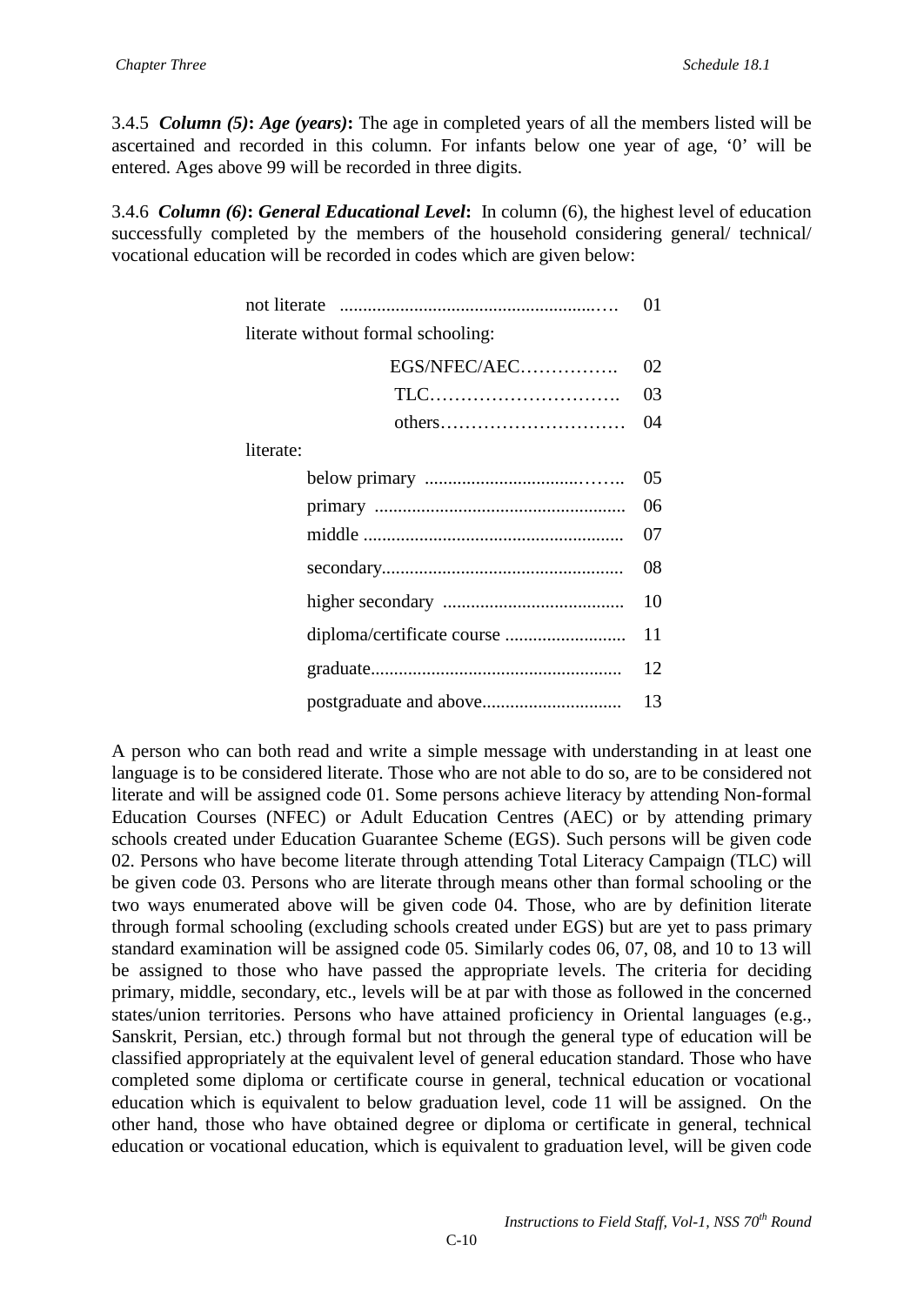3.4.5 ***Column (5)*: *Age (years)*:** The age in completed years of all the members listed will be ascertained and recorded in this column. For infants below one year of age, '0' will be entered. Ages above 99 will be recorded in three digits.

3.4.6 ***Column (6)*: *General Educational Level*:** In column (6), the highest level of education successfully completed by the members of the household considering general/ technical/ vocational education will be recorded in codes which are given below:

| | |
|---|---|
| not literate | 01 |
| literate without formal schooling: | |
| EGS/NFEC/AEC | 02 |
| TLC | 03 |
| others | 04 |
| literate: | |
| below primary | 05 |
| primary | 06 |
| middle | 07 |
| secondary | 08 |
| higher secondary | 10 |
| diploma/certificate course | 11 |
| graduate | 12 |
| postgraduate and above | 13 |

A person who can both read and write a simple message with understanding in at least one language is to be considered literate. Those who are not able to do so, are to be considered not literate and will be assigned code 01. Some persons achieve literacy by attending Non-formal Education Courses (NFEC) or Adult Education Centres (AEC) or by attending primary schools created under Education Guarantee Scheme (EGS). Such persons will be given code 02. Persons who have become literate through attending Total Literacy Campaign (TLC) will be given code 03. Persons who are literate through means other than formal schooling or the two ways enumerated above will be given code 04. Those, who are by definition literate through formal schooling (excluding schools created under EGS) but are yet to pass primary standard examination will be assigned code 05. Similarly codes 06, 07, 08, and 10 to 13 will be assigned to those who have passed the appropriate levels. The criteria for deciding primary, middle, secondary, etc., levels will be at par with those as followed in the concerned states/union territories. Persons who have attained proficiency in Oriental languages (e.g., Sanskrit, Persian, etc.) through formal but not through the general type of education will be classified appropriately at the equivalent level of general education standard. Those who have completed some diploma or certificate course in general, technical education or vocational education which is equivalent to below graduation level, code 11 will be assigned. On the other hand, those who have obtained degree or diploma or certificate in general, technical education or vocational education, which is equivalent to graduation level, will be given code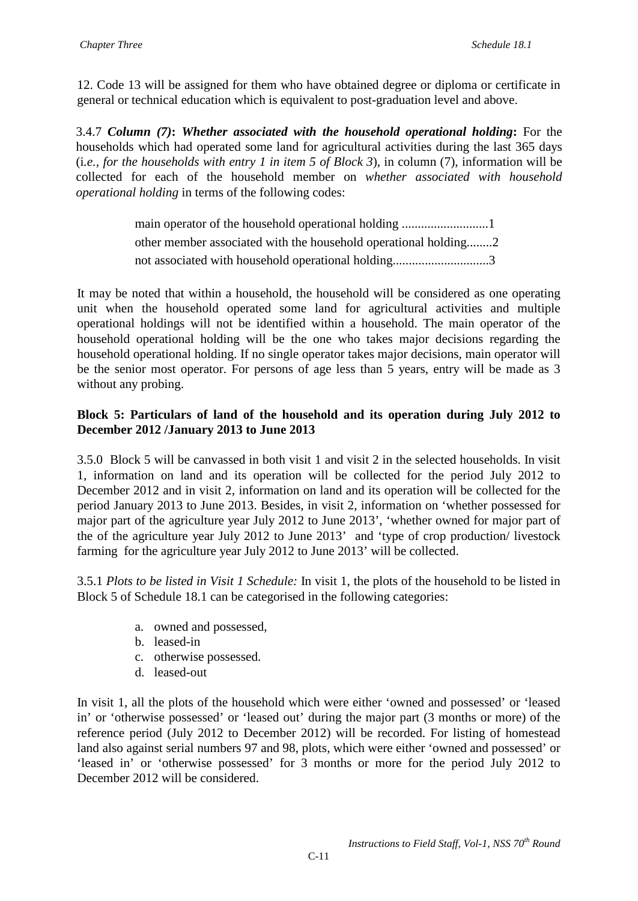12. Code 13 will be assigned for them who have obtained degree or diploma or certificate in general or technical education which is equivalent to post-graduation level and above.

3.4.7 ***Column (7)*****:** ***Whether associated with the household operational holding*****:** For the households which had operated some land for agricultural activities during the last 365 days (i*.e., for the households with entry 1 in item 5 of Block 3*), in column (7), information will be collected for each of the household member on *whether associated with household operational holding* in terms of the following codes:

main operator of the household operational holding ...........................1
other member associated with the household operational holding........2
not associated with household operational holding.............................3

It may be noted that within a household, the household will be considered as one operating unit when the household operated some land for agricultural activities and multiple operational holdings will not be identified within a household. The main operator of the household operational holding will be the one who takes major decisions regarding the household operational holding. If no single operator takes major decisions, main operator will be the senior most operator. For persons of age less than 5 years, entry will be made as 3 without any probing.

**Block 5: Particulars of land of the household and its operation during July 2012 to December 2012 /January 2013 to June 2013**

3.5.0 Block 5 will be canvassed in both visit 1 and visit 2 in the selected households. In visit 1, information on land and its operation will be collected for the period July 2012 to December 2012 and in visit 2, information on land and its operation will be collected for the period January 2013 to June 2013. Besides, in visit 2, information on 'whether possessed for major part of the agriculture year July 2012 to June 2013', 'whether owned for major part of the of the agriculture year July 2012 to June 2013' and 'type of crop production/ livestock farming for the agriculture year July 2012 to June 2013' will be collected.

3.5.1 *Plots to be listed in Visit 1 Schedule:* In visit 1, the plots of the household to be listed in Block 5 of Schedule 18.1 can be categorised in the following categories:

a. owned and possessed,
b. leased-in
c. otherwise possessed.
d. leased-out

In visit 1, all the plots of the household which were either 'owned and possessed' or 'leased in' or 'otherwise possessed' or 'leased out' during the major part (3 months or more) of the reference period (July 2012 to December 2012) will be recorded. For listing of homestead land also against serial numbers 97 and 98, plots, which were either 'owned and possessed' or 'leased in' or 'otherwise possessed' for 3 months or more for the period July 2012 to December 2012 will be considered.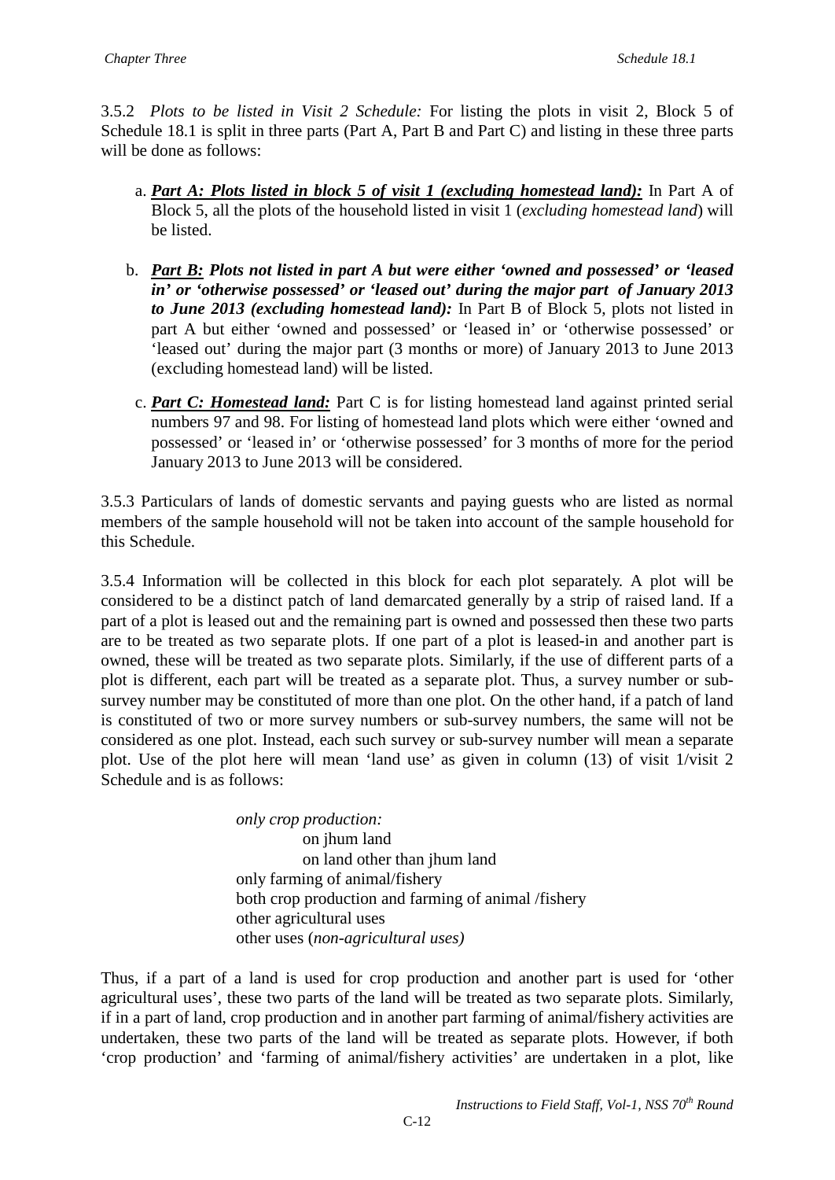3.5.2 *Plots to be listed in Visit 2 Schedule:* For listing the plots in visit 2, Block 5 of Schedule 18.1 is split in three parts (Part A, Part B and Part C) and listing in these three parts will be done as follows:

a. ***Part A: Plots listed in block 5 of visit 1 (excluding homestead land):*** In Part A of Block 5, all the plots of the household listed in visit 1 (*excluding homestead land*) will be listed.

b. ***Part B: Plots not listed in part A but were either 'owned and possessed' or 'leased in' or 'otherwise possessed' or 'leased out' during the major part of January 2013 to June 2013 (excluding homestead land):*** In Part B of Block 5, plots not listed in part A but either 'owned and possessed' or 'leased in' or 'otherwise possessed' or 'leased out' during the major part (3 months or more) of January 2013 to June 2013 (excluding homestead land) will be listed.

c. ***Part C: Homestead land:*** Part C is for listing homestead land against printed serial numbers 97 and 98. For listing of homestead land plots which were either 'owned and possessed' or 'leased in' or 'otherwise possessed' for 3 months of more for the period January 2013 to June 2013 will be considered.

3.5.3 Particulars of lands of domestic servants and paying guests who are listed as normal members of the sample household will not be taken into account of the sample household for this Schedule.

3.5.4 Information will be collected in this block for each plot separately. A plot will be considered to be a distinct patch of land demarcated generally by a strip of raised land. If a part of a plot is leased out and the remaining part is owned and possessed then these two parts are to be treated as two separate plots. If one part of a plot is leased-in and another part is owned, these will be treated as two separate plots. Similarly, if the use of different parts of a plot is different, each part will be treated as a separate plot. Thus, a survey number or sub-survey number may be constituted of more than one plot. On the other hand, if a patch of land is constituted of two or more survey numbers or sub-survey numbers, the same will not be considered as one plot. Instead, each such survey or sub-survey number will mean a separate plot. Use of the plot here will mean 'land use' as given in column (13) of visit 1/visit 2 Schedule and is as follows:

*only crop production:*
  on jhum land
  on land other than jhum land
only farming of animal/fishery
both crop production and farming of animal /fishery
other agricultural uses
other uses (*non-agricultural uses)*

Thus, if a part of a land is used for crop production and another part is used for 'other agricultural uses', these two parts of the land will be treated as two separate plots. Similarly, if in a part of land, crop production and in another part farming of animal/fishery activities are undertaken, these two parts of the land will be treated as separate plots. However, if both 'crop production' and 'farming of animal/fishery activities' are undertaken in a plot, like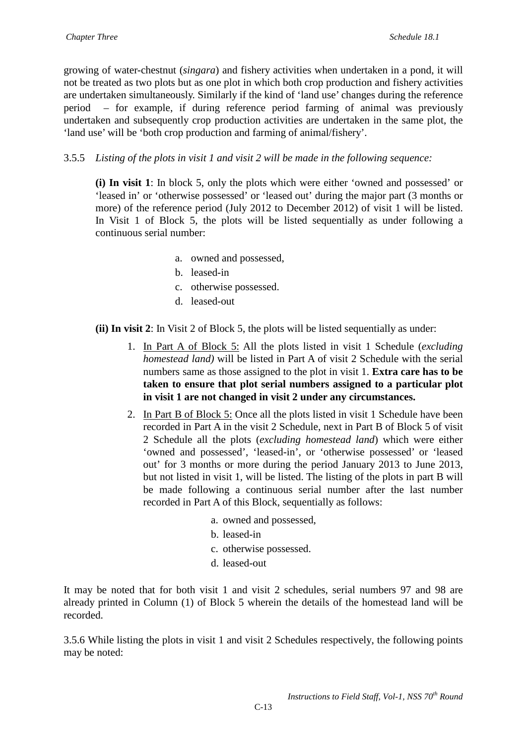growing of water-chestnut (*singara*) and fishery activities when undertaken in a pond, it will not be treated as two plots but as one plot in which both crop production and fishery activities are undertaken simultaneously. Similarly if the kind of 'land use' changes during the reference period – for example, if during reference period farming of animal was previously undertaken and subsequently crop production activities are undertaken in the same plot, the 'land use' will be 'both crop production and farming of animal/fishery'.

3.5.5 *Listing of the plots in visit 1 and visit 2 will be made in the following sequence:*

**(i) In visit 1**: In block 5, only the plots which were either 'owned and possessed' or 'leased in' or 'otherwise possessed' or 'leased out' during the major part (3 months or more) of the reference period (July 2012 to December 2012) of visit 1 will be listed. In Visit 1 of Block 5, the plots will be listed sequentially as under following a continuous serial number:

a. owned and possessed,
b. leased-in
c. otherwise possessed.
d. leased-out

**(ii) In visit 2**: In Visit 2 of Block 5, the plots will be listed sequentially as under:

1. In Part A of Block 5: All the plots listed in visit 1 Schedule (*excluding homestead land)* will be listed in Part A of visit 2 Schedule with the serial numbers same as those assigned to the plot in visit 1. **Extra care has to be taken to ensure that plot serial numbers assigned to a particular plot in visit 1 are not changed in visit 2 under any circumstances.**
2. In Part B of Block 5: Once all the plots listed in visit 1 Schedule have been recorded in Part A in the visit 2 Schedule, next in Part B of Block 5 of visit 2 Schedule all the plots (*excluding homestead land*) which were either 'owned and possessed', 'leased-in', or 'otherwise possessed' or 'leased out' for 3 months or more during the period January 2013 to June 2013, but not listed in visit 1, will be listed. The listing of the plots in part B will be made following a continuous serial number after the last number recorded in Part A of this Block, sequentially as follows:

   a. owned and possessed,
   b. leased-in
   c. otherwise possessed.
   d. leased-out

It may be noted that for both visit 1 and visit 2 schedules, serial numbers 97 and 98 are already printed in Column (1) of Block 5 wherein the details of the homestead land will be recorded.

3.5.6 While listing the plots in visit 1 and visit 2 Schedules respectively, the following points may be noted: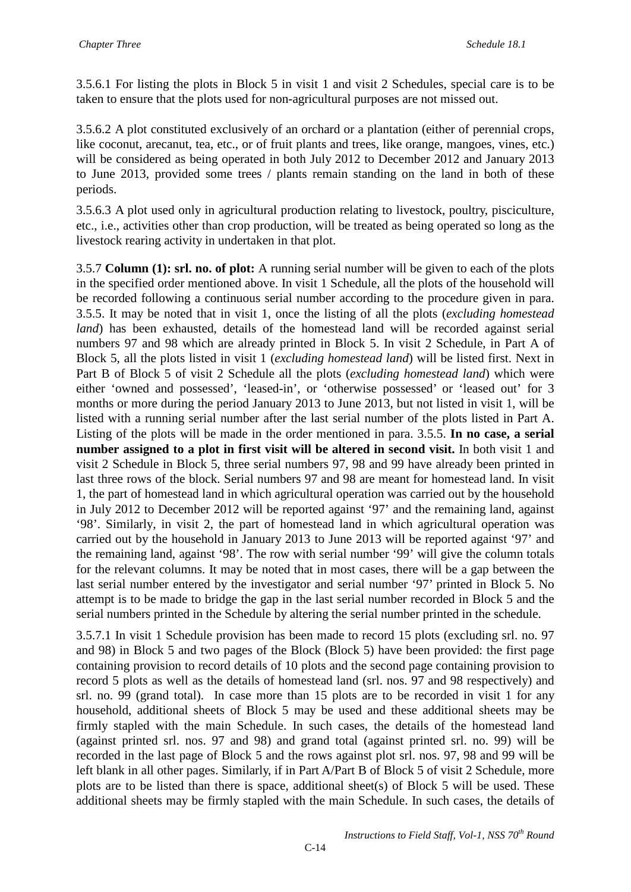3.5.6.1 For listing the plots in Block 5 in visit 1 and visit 2 Schedules, special care is to be taken to ensure that the plots used for non-agricultural purposes are not missed out.

3.5.6.2 A plot constituted exclusively of an orchard or a plantation (either of perennial crops, like coconut, arecanut, tea, etc., or of fruit plants and trees, like orange, mangoes, vines, etc.) will be considered as being operated in both July 2012 to December 2012 and January 2013 to June 2013, provided some trees / plants remain standing on the land in both of these periods.

3.5.6.3 A plot used only in agricultural production relating to livestock, poultry, pisciculture, etc., i.e., activities other than crop production, will be treated as being operated so long as the livestock rearing activity in undertaken in that plot.

3.5.7 **Column (1): srl. no. of plot:** A running serial number will be given to each of the plots in the specified order mentioned above. In visit 1 Schedule, all the plots of the household will be recorded following a continuous serial number according to the procedure given in para. 3.5.5. It may be noted that in visit 1, once the listing of all the plots (*excluding homestead land*) has been exhausted, details of the homestead land will be recorded against serial numbers 97 and 98 which are already printed in Block 5. In visit 2 Schedule, in Part A of Block 5, all the plots listed in visit 1 (*excluding homestead land*) will be listed first. Next in Part B of Block 5 of visit 2 Schedule all the plots (*excluding homestead land*) which were either 'owned and possessed', 'leased-in', or 'otherwise possessed' or 'leased out' for 3 months or more during the period January 2013 to June 2013, but not listed in visit 1, will be listed with a running serial number after the last serial number of the plots listed in Part A. Listing of the plots will be made in the order mentioned in para. 3.5.5. **In no case, a serial number assigned to a plot in first visit will be altered in second visit.** In both visit 1 and visit 2 Schedule in Block 5, three serial numbers 97, 98 and 99 have already been printed in last three rows of the block. Serial numbers 97 and 98 are meant for homestead land. In visit 1, the part of homestead land in which agricultural operation was carried out by the household in July 2012 to December 2012 will be reported against '97' and the remaining land, against '98'. Similarly, in visit 2, the part of homestead land in which agricultural operation was carried out by the household in January 2013 to June 2013 will be reported against '97' and the remaining land, against '98'. The row with serial number '99' will give the column totals for the relevant columns. It may be noted that in most cases, there will be a gap between the last serial number entered by the investigator and serial number '97' printed in Block 5. No attempt is to be made to bridge the gap in the last serial number recorded in Block 5 and the serial numbers printed in the Schedule by altering the serial number printed in the schedule.

3.5.7.1 In visit 1 Schedule provision has been made to record 15 plots (excluding srl. no. 97 and 98) in Block 5 and two pages of the Block (Block 5) have been provided: the first page containing provision to record details of 10 plots and the second page containing provision to record 5 plots as well as the details of homestead land (srl. nos. 97 and 98 respectively) and srl. no. 99 (grand total). In case more than 15 plots are to be recorded in visit 1 for any household, additional sheets of Block 5 may be used and these additional sheets may be firmly stapled with the main Schedule. In such cases, the details of the homestead land (against printed srl. nos. 97 and 98) and grand total (against printed srl. no. 99) will be recorded in the last page of Block 5 and the rows against plot srl. nos. 97, 98 and 99 will be left blank in all other pages. Similarly, if in Part A/Part B of Block 5 of visit 2 Schedule, more plots are to be listed than there is space, additional sheet(s) of Block 5 will be used. These additional sheets may be firmly stapled with the main Schedule. In such cases, the details of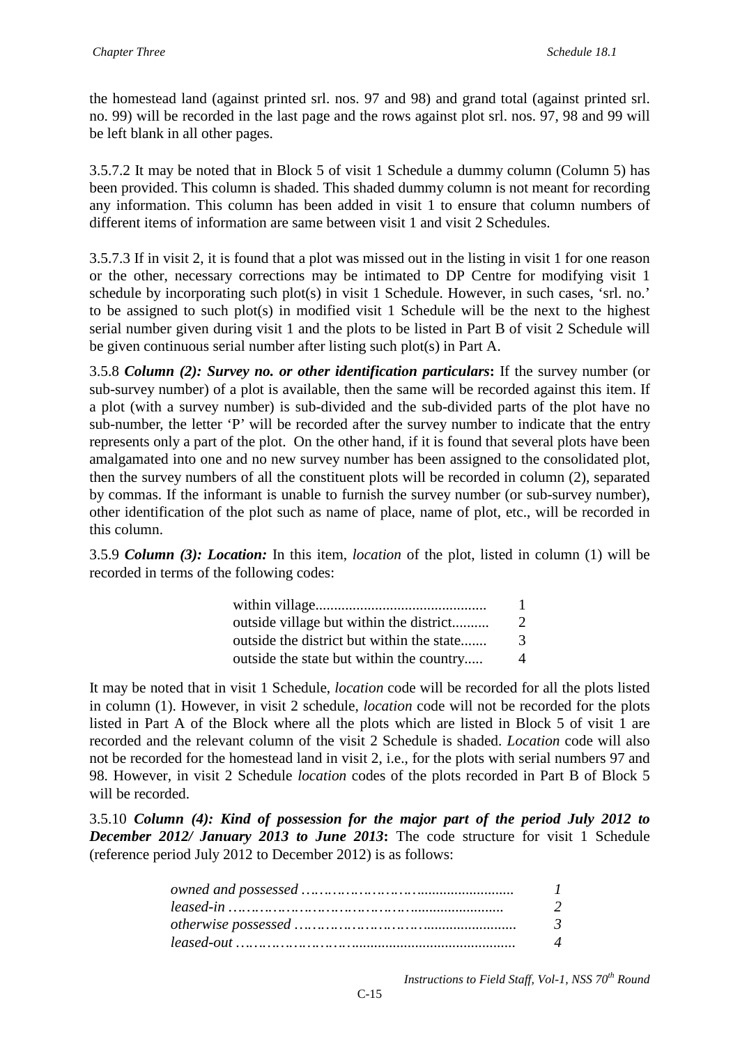the homestead land (against printed srl. nos. 97 and 98) and grand total (against printed srl. no. 99) will be recorded in the last page and the rows against plot srl. nos. 97, 98 and 99 will be left blank in all other pages.

3.5.7.2 It may be noted that in Block 5 of visit 1 Schedule a dummy column (Column 5) has been provided. This column is shaded. This shaded dummy column is not meant for recording any information. This column has been added in visit 1 to ensure that column numbers of different items of information are same between visit 1 and visit 2 Schedules.

3.5.7.3 If in visit 2, it is found that a plot was missed out in the listing in visit 1 for one reason or the other, necessary corrections may be intimated to DP Centre for modifying visit 1 schedule by incorporating such plot(s) in visit 1 Schedule. However, in such cases, 'srl. no.' to be assigned to such plot(s) in modified visit 1 Schedule will be the next to the highest serial number given during visit 1 and the plots to be listed in Part B of visit 2 Schedule will be given continuous serial number after listing such plot(s) in Part A.

3.5.8 ***Column (2): Survey no. or other identification particulars*****:** If the survey number (or sub-survey number) of a plot is available, then the same will be recorded against this item. If a plot (with a survey number) is sub-divided and the sub-divided parts of the plot have no sub-number, the letter 'P' will be recorded after the survey number to indicate that the entry represents only a part of the plot. On the other hand, if it is found that several plots have been amalgamated into one and no new survey number has been assigned to the consolidated plot, then the survey numbers of all the constituent plots will be recorded in column (2), separated by commas. If the informant is unable to furnish the survey number (or sub-survey number), other identification of the plot such as name of place, name of plot, etc., will be recorded in this column.

3.5.9 ***Column (3): Location:*** In this item, *location* of the plot, listed in column (1) will be recorded in terms of the following codes:

| | |
|---|---|
| within village............................................. | 1 |
| outside village but within the district.......... | 2 |
| outside the district but within the state....... | 3 |
| outside the state but within the country..... | 4 |

It may be noted that in visit 1 Schedule, *location* code will be recorded for all the plots listed in column (1). However, in visit 2 schedule, *location* code will not be recorded for the plots listed in Part A of the Block where all the plots which are listed in Block 5 of visit 1 are recorded and the relevant column of the visit 2 Schedule is shaded. *Location* code will also not be recorded for the homestead land in visit 2, i.e., for the plots with serial numbers 97 and 98. However, in visit 2 Schedule *location* codes of the plots recorded in Part B of Block 5 will be recorded.

3.5.10 ***Column (4): Kind of possession for the major part of the period July 2012 to December 2012/ January 2013 to June 2013*****:** The code structure for visit 1 Schedule (reference period July 2012 to December 2012) is as follows:

| | |
|---|---|
| *owned and possessed ……………………….........................* | *1* |
| *leased-in …………………………………….......................* | *2* |
| *otherwise possessed ……………………….........................* | *3* |
| *leased-out ………………………...........................................* | *4* |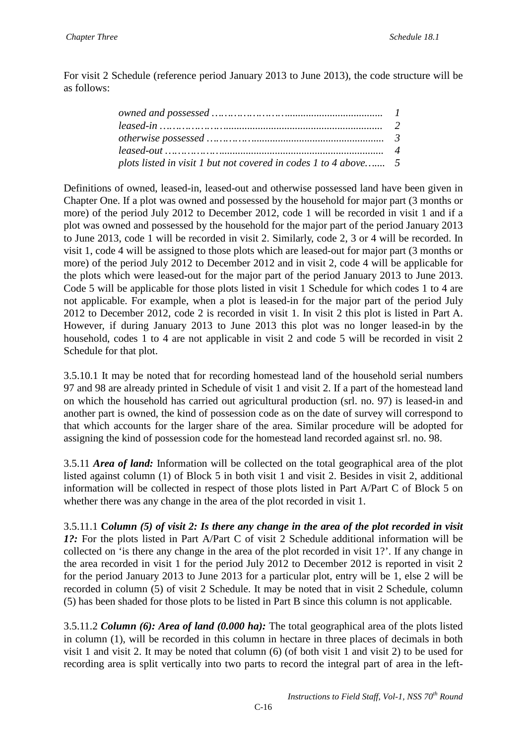For visit 2 Schedule (reference period January 2013 to June 2013), the code structure will be as follows:

*owned and possessed ……………………..................................... 1*
*leased-in ……………….......................................................... 2*
*otherwise possessed ………….................................................. 3*
*leased-out …………….............................................................. 4*
*plots listed in visit 1 but not covered in codes 1 to 4 above…..... 5*

Definitions of owned, leased-in, leased-out and otherwise possessed land have been given in Chapter One. If a plot was owned and possessed by the household for major part (3 months or more) of the period July 2012 to December 2012, code 1 will be recorded in visit 1 and if a plot was owned and possessed by the household for the major part of the period January 2013 to June 2013, code 1 will be recorded in visit 2. Similarly, code 2, 3 or 4 will be recorded. In visit 1, code 4 will be assigned to those plots which are leased-out for major part (3 months or more) of the period July 2012 to December 2012 and in visit 2, code 4 will be applicable for the plots which were leased-out for the major part of the period January 2013 to June 2013. Code 5 will be applicable for those plots listed in visit 1 Schedule for which codes 1 to 4 are not applicable. For example, when a plot is leased-in for the major part of the period July 2012 to December 2012, code 2 is recorded in visit 1. In visit 2 this plot is listed in Part A. However, if during January 2013 to June 2013 this plot was no longer leased-in by the household, codes 1 to 4 are not applicable in visit 2 and code 5 will be recorded in visit 2 Schedule for that plot.

3.5.10.1 It may be noted that for recording homestead land of the household serial numbers 97 and 98 are already printed in Schedule of visit 1 and visit 2. If a part of the homestead land on which the household has carried out agricultural production (srl. no. 97) is leased-in and another part is owned, the kind of possession code as on the date of survey will correspond to that which accounts for the larger share of the area. Similar procedure will be adopted for assigning the kind of possession code for the homestead land recorded against srl. no. 98.

3.5.11 ***Area of land:*** Information will be collected on the total geographical area of the plot listed against column (1) of Block 5 in both visit 1 and visit 2. Besides in visit 2, additional information will be collected in respect of those plots listed in Part A/Part C of Block 5 on whether there was any change in the area of the plot recorded in visit 1.

3.5.11.1 **C*olumn (5) of visit 2: Is there any change in the area of the plot recorded in visit 1?:*** For the plots listed in Part A/Part C of visit 2 Schedule additional information will be collected on 'is there any change in the area of the plot recorded in visit 1?'. If any change in the area recorded in visit 1 for the period July 2012 to December 2012 is reported in visit 2 for the period January 2013 to June 2013 for a particular plot, entry will be 1, else 2 will be recorded in column (5) of visit 2 Schedule. It may be noted that in visit 2 Schedule, column (5) has been shaded for those plots to be listed in Part B since this column is not applicable.

3.5.11.2 ***Column (6): Area of land (0.000 ha):*** The total geographical area of the plots listed in column (1), will be recorded in this column in hectare in three places of decimals in both visit 1 and visit 2. It may be noted that column (6) (of both visit 1 and visit 2) to be used for recording area is split vertically into two parts to record the integral part of area in the left-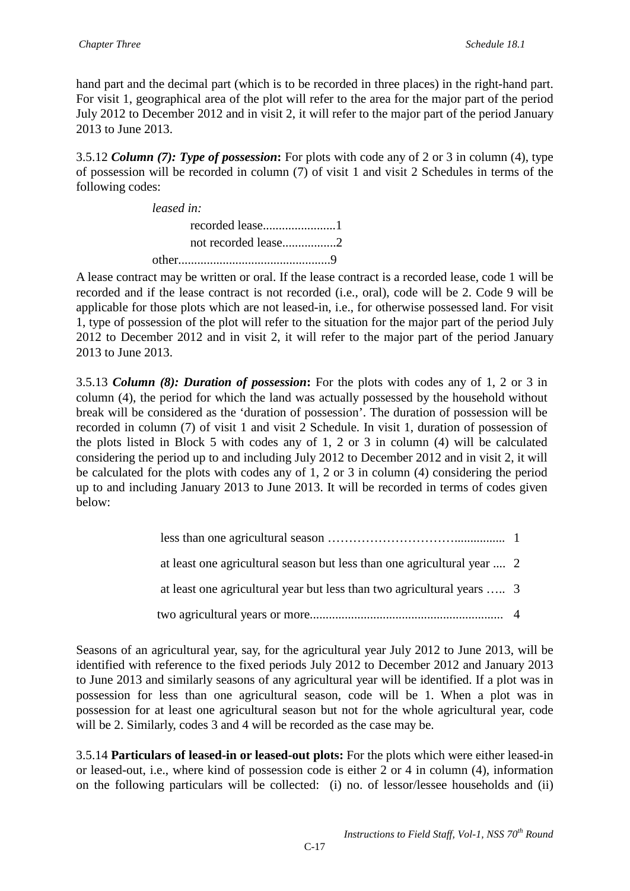hand part and the decimal part (which is to be recorded in three places) in the right-hand part. For visit 1, geographical area of the plot will refer to the area for the major part of the period July 2012 to December 2012 and in visit 2, it will refer to the major part of the period January 2013 to June 2013.

3.5.12 ***Column (7): Type of possession*****:** For plots with code any of 2 or 3 in column (4), type of possession will be recorded in column (7) of visit 1 and visit 2 Schedules in terms of the following codes:

*leased in:*

recorded lease.......................1

not recorded lease.................2

other................................................9

A lease contract may be written or oral. If the lease contract is a recorded lease, code 1 will be recorded and if the lease contract is not recorded (i.e., oral), code will be 2. Code 9 will be applicable for those plots which are not leased-in, i.e., for otherwise possessed land. For visit 1, type of possession of the plot will refer to the situation for the major part of the period July 2012 to December 2012 and in visit 2, it will refer to the major part of the period January 2013 to June 2013.

3.5.13 ***Column (8): Duration of possession*****:** For the plots with codes any of 1, 2 or 3 in column (4), the period for which the land was actually possessed by the household without break will be considered as the 'duration of possession'. The duration of possession will be recorded in column (7) of visit 1 and visit 2 Schedule. In visit 1, duration of possession of the plots listed in Block 5 with codes any of 1, 2 or 3 in column (4) will be calculated considering the period up to and including July 2012 to December 2012 and in visit 2, it will be calculated for the plots with codes any of 1, 2 or 3 in column (4) considering the period up to and including January 2013 to June 2013. It will be recorded in terms of codes given below:

less than one agricultural season ……………………….................. 1

at least one agricultural season but less than one agricultural year .... 2

at least one agricultural year but less than two agricultural years ….. 3

two agricultural years or more............................................................ 4

Seasons of an agricultural year, say, for the agricultural year July 2012 to June 2013, will be identified with reference to the fixed periods July 2012 to December 2012 and January 2013 to June 2013 and similarly seasons of any agricultural year will be identified. If a plot was in possession for less than one agricultural season, code will be 1. When a plot was in possession for at least one agricultural season but not for the whole agricultural year, code will be 2. Similarly, codes 3 and 4 will be recorded as the case may be.

3.5.14 **Particulars of leased-in or leased-out plots:** For the plots which were either leased-in or leased-out, i.e., where kind of possession code is either 2 or 4 in column (4), information on the following particulars will be collected: (i) no. of lessor/lessee households and (ii)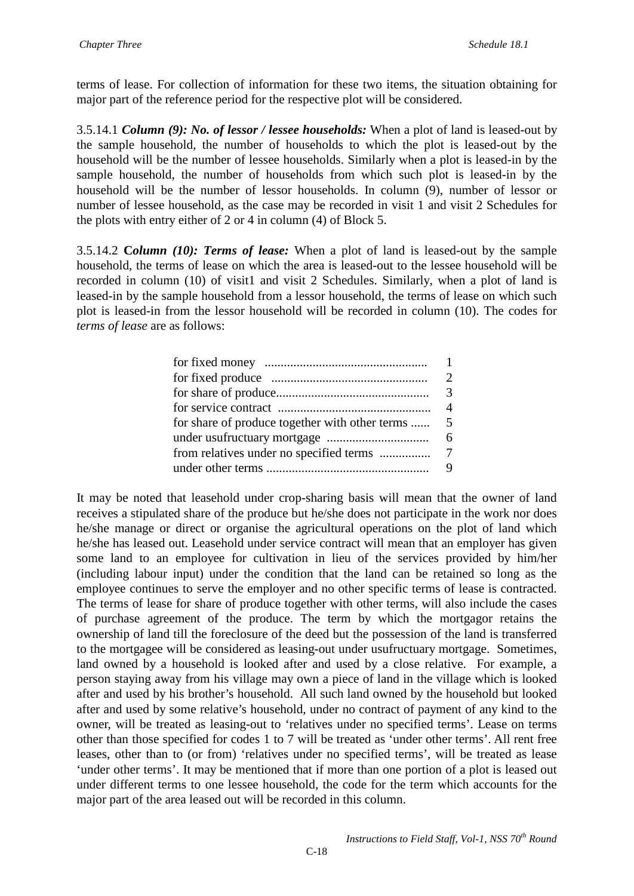terms of lease. For collection of information for these two items, the situation obtaining for major part of the reference period for the respective plot will be considered.

3.5.14.1 ***Column (9): No. of lessor / lessee households:*** When a plot of land is leased-out by the sample household, the number of households to which the plot is leased-out by the household will be the number of lessee households. Similarly when a plot is leased-in by the sample household, the number of households from which such plot is leased-in by the household will be the number of lessor households. In column (9), number of lessor or number of lessee household, as the case may be recorded in visit 1 and visit 2 Schedules for the plots with entry either of 2 or 4 in column (4) of Block 5.

3.5.14.2 **C*olumn (10): Terms of lease:*** When a plot of land is leased-out by the sample household, the terms of lease on which the area is leased-out to the lessee household will be recorded in column (10) of visit1 and visit 2 Schedules. Similarly, when a plot of land is leased-in by the sample household from a lessor household, the terms of lease on which such plot is leased-in from the lessor household will be recorded in column (10). The codes for *terms of lease* are as follows:

| | |
|---|---|
| for fixed money .................................................. | 1 |
| for fixed produce ................................................ | 2 |
| for share of produce................................................ | 3 |
| for service contract ................................................ | 4 |
| for share of produce together with other terms ...... | 5 |
| under usufructuary mortgage ................................ | 6 |
| from relatives under no specified terms ................ | 7 |
| under other terms ................................................... | 9 |

It may be noted that leasehold under crop-sharing basis will mean that the owner of land receives a stipulated share of the produce but he/she does not participate in the work nor does he/she manage or direct or organise the agricultural operations on the plot of land which he/she has leased out. Leasehold under service contract will mean that an employer has given some land to an employee for cultivation in lieu of the services provided by him/her (including labour input) under the condition that the land can be retained so long as the employee continues to serve the employer and no other specific terms of lease is contracted. The terms of lease for share of produce together with other terms, will also include the cases of purchase agreement of the produce. The term by which the mortgagor retains the ownership of land till the foreclosure of the deed but the possession of the land is transferred to the mortgagee will be considered as leasing-out under usufructuary mortgage. Sometimes, land owned by a household is looked after and used by a close relative. For example, a person staying away from his village may own a piece of land in the village which is looked after and used by his brother's household. All such land owned by the household but looked after and used by some relative's household, under no contract of payment of any kind to the owner, will be treated as leasing-out to 'relatives under no specified terms'. Lease on terms other than those specified for codes 1 to 7 will be treated as 'under other terms'. All rent free leases, other than to (or from) 'relatives under no specified terms', will be treated as lease 'under other terms'. It may be mentioned that if more than one portion of a plot is leased out under different terms to one lessee household, the code for the term which accounts for the major part of the area leased out will be recorded in this column.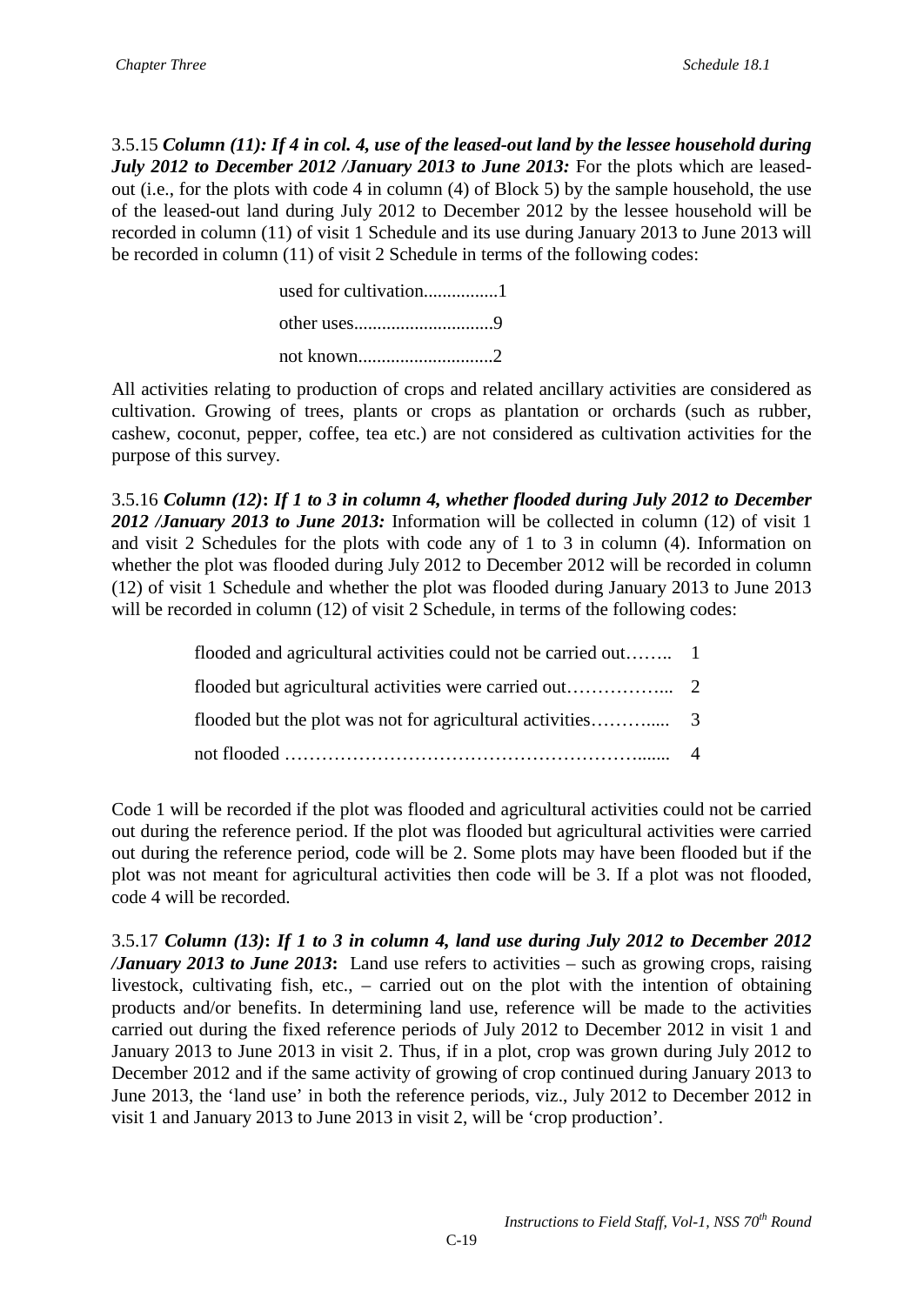3.5.15 ***Column (11): If 4 in col. 4, use of the leased-out land by the lessee household during July 2012 to December 2012 /January 2013 to June 2013:*** For the plots which are leased-out (i.e., for the plots with code 4 in column (4) of Block 5) by the sample household, the use of the leased-out land during July 2012 to December 2012 by the lessee household will be recorded in column (11) of visit 1 Schedule and its use during January 2013 to June 2013 will be recorded in column (11) of visit 2 Schedule in terms of the following codes:

used for cultivation................1

other uses.............................9

not known............................2

All activities relating to production of crops and related ancillary activities are considered as cultivation. Growing of trees, plants or crops as plantation or orchards (such as rubber, cashew, coconut, pepper, coffee, tea etc.) are not considered as cultivation activities for the purpose of this survey.

3.5.16 ***Column (12): If 1 to 3 in column 4, whether flooded during July 2012 to December 2012 /January 2013 to June 2013:*** Information will be collected in column (12) of visit 1 and visit 2 Schedules for the plots with code any of 1 to 3 in column (4). Information on whether the plot was flooded during July 2012 to December 2012 will be recorded in column (12) of visit 1 Schedule and whether the plot was flooded during January 2013 to June 2013 will be recorded in column (12) of visit 2 Schedule, in terms of the following codes:

flooded and agricultural activities could not be carried out…….. 1

flooded but agricultural activities were carried out……………... 2

flooded but the plot was not for agricultural activities……….... 3

not flooded …………………………………………………....... 4

Code 1 will be recorded if the plot was flooded and agricultural activities could not be carried out during the reference period. If the plot was flooded but agricultural activities were carried out during the reference period, code will be 2. Some plots may have been flooded but if the plot was not meant for agricultural activities then code will be 3. If a plot was not flooded, code 4 will be recorded.

3.5.17 ***Column (13): If 1 to 3 in column 4, land use during July 2012 to December 2012 /January 2013 to June 2013:*** Land use refers to activities – such as growing crops, raising livestock, cultivating fish, etc., – carried out on the plot with the intention of obtaining products and/or benefits. In determining land use, reference will be made to the activities carried out during the fixed reference periods of July 2012 to December 2012 in visit 1 and January 2013 to June 2013 in visit 2. Thus, if in a plot, crop was grown during July 2012 to December 2012 and if the same activity of growing of crop continued during January 2013 to June 2013, the 'land use' in both the reference periods, viz., July 2012 to December 2012 in visit 1 and January 2013 to June 2013 in visit 2, will be 'crop production'.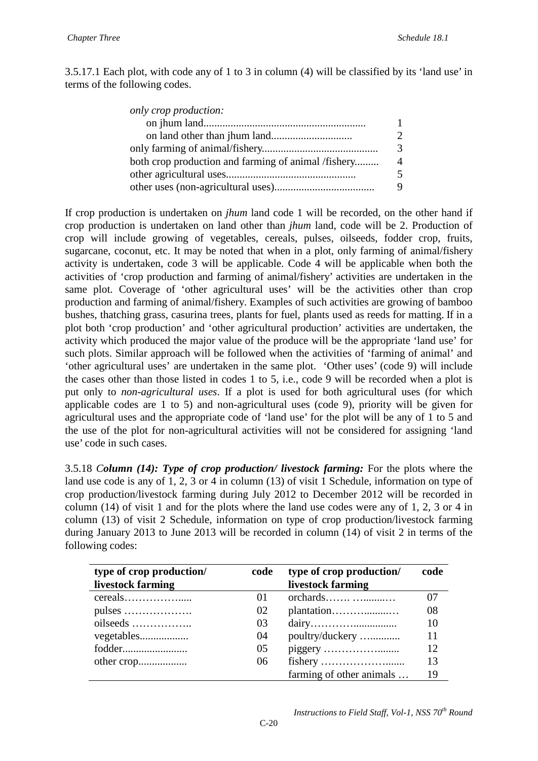3.5.17.1 Each plot, with code any of 1 to 3 in column (4) will be classified by its 'land use' in terms of the following codes.

*only crop production:*

| | |
|---|---|
| on jhum land........................................................... | 1 |
| on land other than jhum land............................. | 2 |
| only farming of animal/fishery.......................................... | 3 |
| both crop production and farming of animal /fishery......... | 4 |
| other agricultural uses............................................... | 5 |
| other uses (non-agricultural uses).................................... | 9 |

If crop production is undertaken on *jhum* land code 1 will be recorded, on the other hand if crop production is undertaken on land other than *jhum* land, code will be 2. Production of crop will include growing of vegetables, cereals, pulses, oilseeds, fodder crop, fruits, sugarcane, coconut, etc. It may be noted that when in a plot, only farming of animal/fishery activity is undertaken, code 3 will be applicable. Code 4 will be applicable when both the activities of 'crop production and farming of animal/fishery' activities are undertaken in the same plot. Coverage of 'other agricultural uses' will be the activities other than crop production and farming of animal/fishery. Examples of such activities are growing of bamboo bushes, thatching grass, casurina trees, plants for fuel, plants used as reeds for matting. If in a plot both 'crop production' and 'other agricultural production' activities are undertaken, the activity which produced the major value of the produce will be the appropriate 'land use' for such plots. Similar approach will be followed when the activities of 'farming of animal' and 'other agricultural uses' are undertaken in the same plot. 'Other uses' (code 9) will include the cases other than those listed in codes 1 to 5, i.e., code 9 will be recorded when a plot is put only to *non-agricultural uses*. If a plot is used for both agricultural uses (for which applicable codes are 1 to 5) and non-agricultural uses (code 9), priority will be given for agricultural uses and the appropriate code of 'land use' for the plot will be any of 1 to 5 and the use of the plot for non-agricultural activities will not be considered for assigning 'land use' code in such cases.

3.5.18 ***Column (14): Type of crop production/ livestock farming:*** For the plots where the land use code is any of 1, 2, 3 or 4 in column (13) of visit 1 Schedule, information on type of crop production/livestock farming during July 2012 to December 2012 will be recorded in column (14) of visit 1 and for the plots where the land use codes were any of 1, 2, 3 or 4 in column (13) of visit 2 Schedule, information on type of crop production/livestock farming during January 2013 to June 2013 will be recorded in column (14) of visit 2 in terms of the following codes:

| type of crop production/ livestock farming | code | type of crop production/ livestock farming | code |
|---|---|---|---|
| cereals……………..... | 01 | orchards……. …........… | 07 |
| pulses ………………. | 02 | plantation……….........… | 08 |
| oilseeds …………….. | 03 | dairy…………................ | 10 |
| vegetables.................. | 04 | poultry/duckery …........... | 11 |
| fodder........................ | 05 | piggery ……………........ | 12 |
| other crop.................. | 06 | fishery ………………....... | 13 |
| | | farming of other animals … | 19 |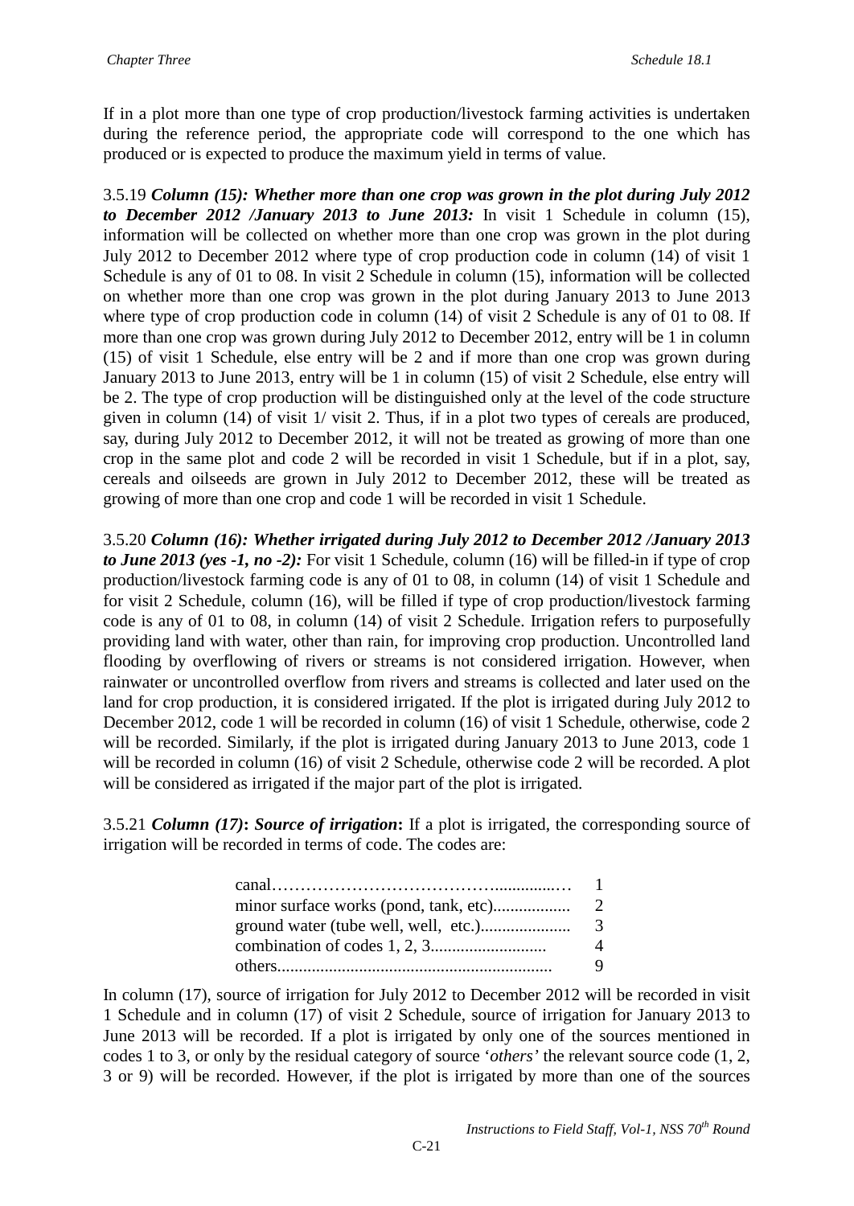If in a plot more than one type of crop production/livestock farming activities is undertaken during the reference period, the appropriate code will correspond to the one which has produced or is expected to produce the maximum yield in terms of value.

3.5.19 ***Column (15): Whether more than one crop was grown in the plot during July 2012 to December 2012 /January 2013 to June 2013:*** In visit 1 Schedule in column (15), information will be collected on whether more than one crop was grown in the plot during July 2012 to December 2012 where type of crop production code in column (14) of visit 1 Schedule is any of 01 to 08. In visit 2 Schedule in column (15), information will be collected on whether more than one crop was grown in the plot during January 2013 to June 2013 where type of crop production code in column (14) of visit 2 Schedule is any of 01 to 08. If more than one crop was grown during July 2012 to December 2012, entry will be 1 in column (15) of visit 1 Schedule, else entry will be 2 and if more than one crop was grown during January 2013 to June 2013, entry will be 1 in column (15) of visit 2 Schedule, else entry will be 2. The type of crop production will be distinguished only at the level of the code structure given in column (14) of visit 1/ visit 2. Thus, if in a plot two types of cereals are produced, say, during July 2012 to December 2012, it will not be treated as growing of more than one crop in the same plot and code 2 will be recorded in visit 1 Schedule, but if in a plot, say, cereals and oilseeds are grown in July 2012 to December 2012, these will be treated as growing of more than one crop and code 1 will be recorded in visit 1 Schedule.

3.5.20 ***Column (16): Whether irrigated during July 2012 to December 2012 /January 2013 to June 2013 (yes -1, no -2):*** For visit 1 Schedule, column (16) will be filled-in if type of crop production/livestock farming code is any of 01 to 08, in column (14) of visit 1 Schedule and for visit 2 Schedule, column (16), will be filled if type of crop production/livestock farming code is any of 01 to 08, in column (14) of visit 2 Schedule. Irrigation refers to purposefully providing land with water, other than rain, for improving crop production. Uncontrolled land flooding by overflowing of rivers or streams is not considered irrigation. However, when rainwater or uncontrolled overflow from rivers and streams is collected and later used on the land for crop production, it is considered irrigated. If the plot is irrigated during July 2012 to December 2012, code 1 will be recorded in column (16) of visit 1 Schedule, otherwise, code 2 will be recorded. Similarly, if the plot is irrigated during January 2013 to June 2013, code 1 will be recorded in column (16) of visit 2 Schedule, otherwise code 2 will be recorded. A plot will be considered as irrigated if the major part of the plot is irrigated.

3.5.21 ***Column (17)*****:** ***Source of irrigation*****:** If a plot is irrigated, the corresponding source of irrigation will be recorded in terms of code. The codes are:

| | |
|---|---|
| canal…………………………………..............… | 1 |
| minor surface works (pond, tank, etc).................. | 2 |
| ground water (tube well, well, etc.)..................... | 3 |
| combination of codes 1, 2, 3........................... | 4 |
| others............................................................... | 9 |

In column (17), source of irrigation for July 2012 to December 2012 will be recorded in visit 1 Schedule and in column (17) of visit 2 Schedule, source of irrigation for January 2013 to June 2013 will be recorded. If a plot is irrigated by only one of the sources mentioned in codes 1 to 3, or only by the residual category of source '*others'* the relevant source code (1, 2, 3 or 9) will be recorded. However, if the plot is irrigated by more than one of the sources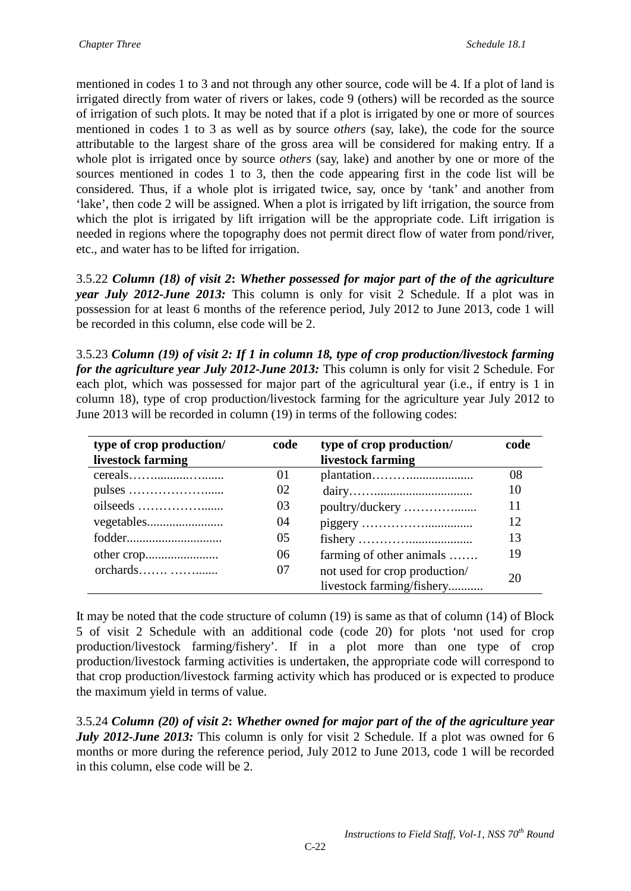mentioned in codes 1 to 3 and not through any other source, code will be 4. If a plot of land is irrigated directly from water of rivers or lakes, code 9 (others) will be recorded as the source of irrigation of such plots. It may be noted that if a plot is irrigated by one or more of sources mentioned in codes 1 to 3 as well as by source *others* (say, lake), the code for the source attributable to the largest share of the gross area will be considered for making entry. If a whole plot is irrigated once by source *others* (say, lake) and another by one or more of the sources mentioned in codes 1 to 3, then the code appearing first in the code list will be considered. Thus, if a whole plot is irrigated twice, say, once by 'tank' and another from 'lake', then code 2 will be assigned. When a plot is irrigated by lift irrigation, the source from which the plot is irrigated by lift irrigation will be the appropriate code. Lift irrigation is needed in regions where the topography does not permit direct flow of water from pond/river, etc., and water has to be lifted for irrigation.

3.5.22 ***Column (18) of visit 2*: *Whether possessed for major part of the of the agriculture year July 2012-June 2013:*** This column is only for visit 2 Schedule. If a plot was in possession for at least 6 months of the reference period, July 2012 to June 2013, code 1 will be recorded in this column, else code will be 2.

3.5.23 ***Column (19) of visit 2: If 1 in column 18, type of crop production/livestock farming for the agriculture year July 2012-June 2013:*** This column is only for visit 2 Schedule. For each plot, which was possessed for major part of the agricultural year (i.e., if entry is 1 in column 18), type of crop production/livestock farming for the agriculture year July 2012 to June 2013 will be recorded in column (19) in terms of the following codes:

| type of crop production/ livestock farming | code | type of crop production/ livestock farming | code |
|---|---|---|---|
| cereals……..........…....... | 01 | plantation………................... | 08 |
| pulses …………………...... | 02 | dairy……............................... | 10 |
| oilseeds ………………...... | 03 | poultry/duckery …………...... | 11 |
| vegetables........................ | 04 | piggery ……………............... | 12 |
| fodder.............................. | 05 | fishery ……………................... | 13 |
| other crop....................... | 06 | farming of other animals ……. | 19 |
| orchards……. ……....... | 07 | not used for crop production/ livestock farming/fishery........... | 20 |

It may be noted that the code structure of column (19) is same as that of column (14) of Block 5 of visit 2 Schedule with an additional code (code 20) for plots 'not used for crop production/livestock farming/fishery'. If in a plot more than one type of crop production/livestock farming activities is undertaken, the appropriate code will correspond to that crop production/livestock farming activity which has produced or is expected to produce the maximum yield in terms of value.

3.5.24 ***Column (20) of visit 2*: *Whether owned for major part of the of the agriculture year July 2012-June 2013:*** This column is only for visit 2 Schedule. If a plot was owned for 6 months or more during the reference period, July 2012 to June 2013, code 1 will be recorded in this column, else code will be 2.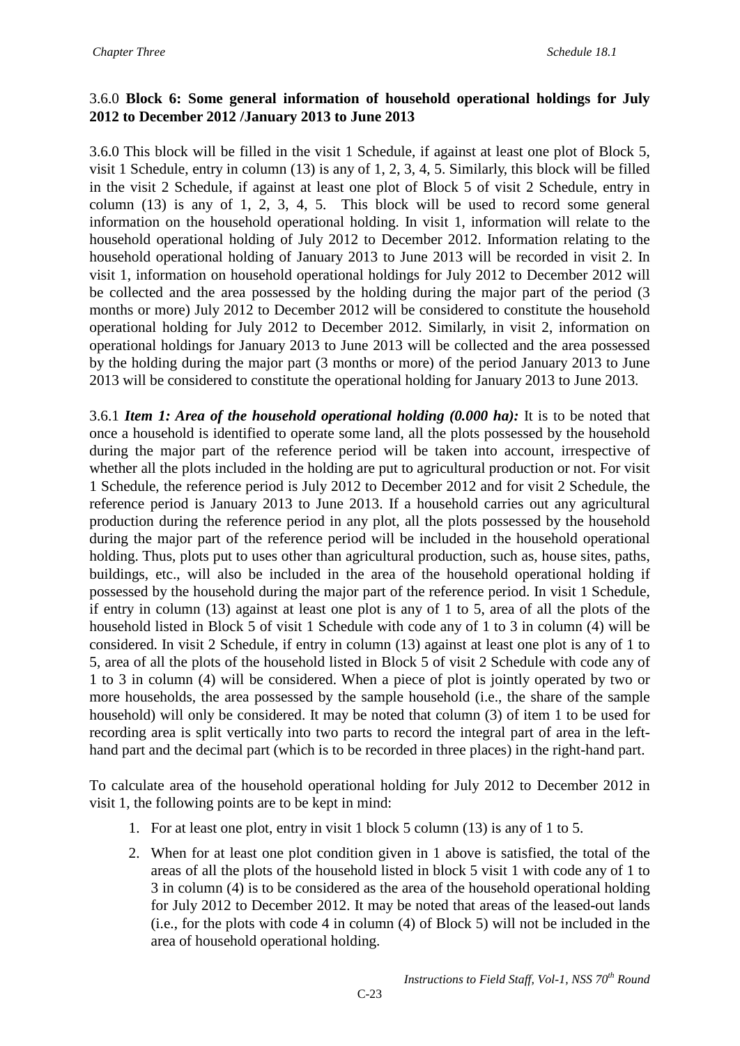3.6.0 **Block 6: Some general information of household operational holdings for July 2012 to December 2012 /January 2013 to June 2013**

3.6.0 This block will be filled in the visit 1 Schedule, if against at least one plot of Block 5, visit 1 Schedule, entry in column (13) is any of 1, 2, 3, 4, 5. Similarly, this block will be filled in the visit 2 Schedule, if against at least one plot of Block 5 of visit 2 Schedule, entry in column (13) is any of 1, 2, 3, 4, 5. This block will be used to record some general information on the household operational holding. In visit 1, information will relate to the household operational holding of July 2012 to December 2012. Information relating to the household operational holding of January 2013 to June 2013 will be recorded in visit 2. In visit 1, information on household operational holdings for July 2012 to December 2012 will be collected and the area possessed by the holding during the major part of the period (3 months or more) July 2012 to December 2012 will be considered to constitute the household operational holding for July 2012 to December 2012. Similarly, in visit 2, information on operational holdings for January 2013 to June 2013 will be collected and the area possessed by the holding during the major part (3 months or more) of the period January 2013 to June 2013 will be considered to constitute the operational holding for January 2013 to June 2013.

3.6.1 ***Item 1: Area of the household operational holding (0.000 ha):*** It is to be noted that once a household is identified to operate some land, all the plots possessed by the household during the major part of the reference period will be taken into account, irrespective of whether all the plots included in the holding are put to agricultural production or not. For visit 1 Schedule, the reference period is July 2012 to December 2012 and for visit 2 Schedule, the reference period is January 2013 to June 2013. If a household carries out any agricultural production during the reference period in any plot, all the plots possessed by the household during the major part of the reference period will be included in the household operational holding. Thus, plots put to uses other than agricultural production, such as, house sites, paths, buildings, etc., will also be included in the area of the household operational holding if possessed by the household during the major part of the reference period. In visit 1 Schedule, if entry in column (13) against at least one plot is any of 1 to 5, area of all the plots of the household listed in Block 5 of visit 1 Schedule with code any of 1 to 3 in column (4) will be considered. In visit 2 Schedule, if entry in column (13) against at least one plot is any of 1 to 5, area of all the plots of the household listed in Block 5 of visit 2 Schedule with code any of 1 to 3 in column (4) will be considered. When a piece of plot is jointly operated by two or more households, the area possessed by the sample household (i.e., the share of the sample household) will only be considered. It may be noted that column (3) of item 1 to be used for recording area is split vertically into two parts to record the integral part of area in the left-hand part and the decimal part (which is to be recorded in three places) in the right-hand part.

To calculate area of the household operational holding for July 2012 to December 2012 in visit 1, the following points are to be kept in mind:

1. For at least one plot, entry in visit 1 block 5 column (13) is any of 1 to 5.
2. When for at least one plot condition given in 1 above is satisfied, the total of the areas of all the plots of the household listed in block 5 visit 1 with code any of 1 to 3 in column (4) is to be considered as the area of the household operational holding for July 2012 to December 2012. It may be noted that areas of the leased-out lands (i.e., for the plots with code 4 in column (4) of Block 5) will not be included in the area of household operational holding.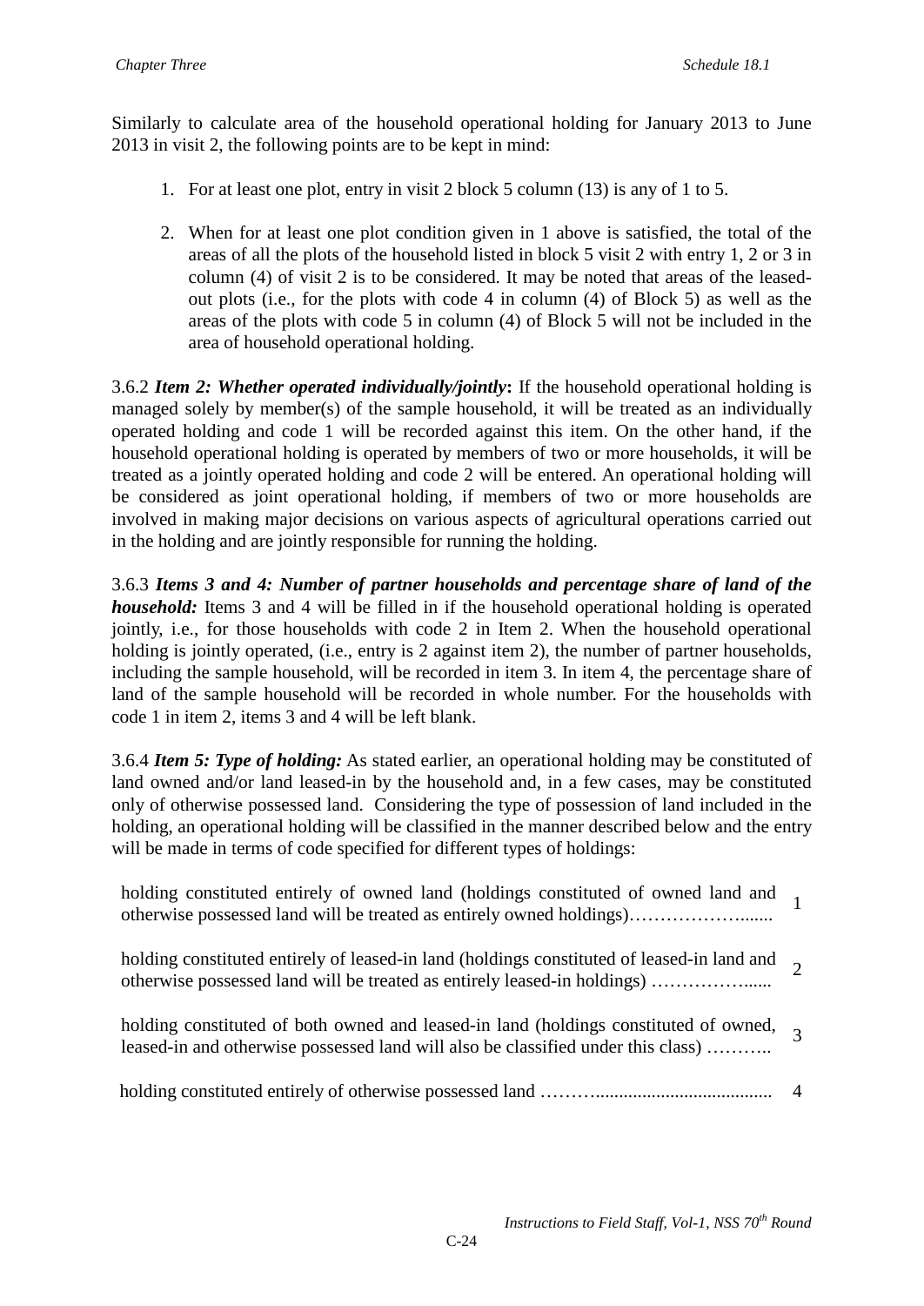Similarly to calculate area of the household operational holding for January 2013 to June 2013 in visit 2, the following points are to be kept in mind:

1. For at least one plot, entry in visit 2 block 5 column (13) is any of 1 to 5.

2. When for at least one plot condition given in 1 above is satisfied, the total of the areas of all the plots of the household listed in block 5 visit 2 with entry 1, 2 or 3 in column (4) of visit 2 is to be considered. It may be noted that areas of the leased-out plots (i.e., for the plots with code 4 in column (4) of Block 5) as well as the areas of the plots with code 5 in column (4) of Block 5 will not be included in the area of household operational holding.

3.6.2 ***Item 2: Whether operated individually/jointly*:** If the household operational holding is managed solely by member(s) of the sample household, it will be treated as an individually operated holding and code 1 will be recorded against this item. On the other hand, if the household operational holding is operated by members of two or more households, it will be treated as a jointly operated holding and code 2 will be entered. An operational holding will be considered as joint operational holding, if members of two or more households are involved in making major decisions on various aspects of agricultural operations carried out in the holding and are jointly responsible for running the holding.

3.6.3 ***Items 3 and 4: Number of partner households and percentage share of land of the household:*** Items 3 and 4 will be filled in if the household operational holding is operated jointly, i.e., for those households with code 2 in Item 2. When the household operational holding is jointly operated, (i.e., entry is 2 against item 2), the number of partner households, including the sample household, will be recorded in item 3. In item 4, the percentage share of land of the sample household will be recorded in whole number. For the households with code 1 in item 2, items 3 and 4 will be left blank.

3.6.4 ***Item 5: Type of holding:*** As stated earlier, an operational holding may be constituted of land owned and/or land leased-in by the household and, in a few cases, may be constituted only of otherwise possessed land. Considering the type of possession of land included in the holding, an operational holding will be classified in the manner described below and the entry will be made in terms of code specified for different types of holdings:

| | |
|---|---|
| holding constituted entirely of owned land (holdings constituted of owned land and otherwise possessed land will be treated as entirely owned holdings)………………....... | 1 |
| holding constituted entirely of leased-in land (holdings constituted of leased-in land and otherwise possessed land will be treated as entirely leased-in holdings) ……………...... | 2 |
| holding constituted of both owned and leased-in land (holdings constituted of owned, leased-in and otherwise possessed land will also be classified under this class) ……….. | 3 |
| holding constituted entirely of otherwise possessed land ……….................................... | 4 |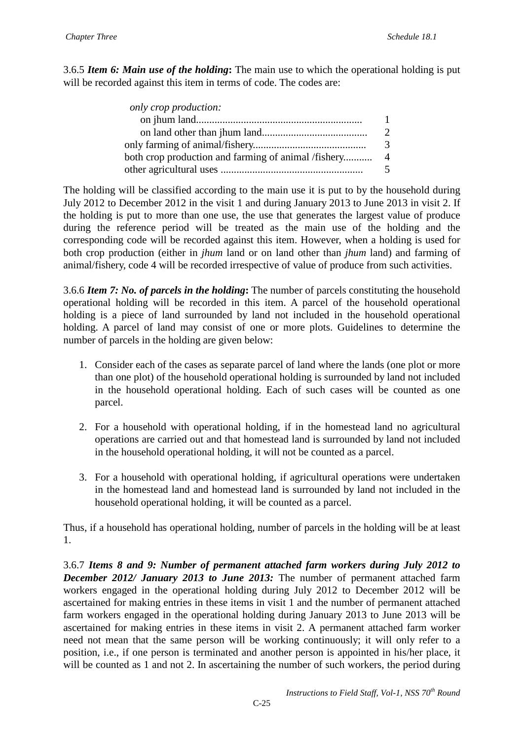3.6.5 ***Item 6: Main use of the holding*:** The main use to which the operational holding is put will be recorded against this item in terms of code. The codes are:

| | |
|---|---|
| *only crop production:* | |
| on jhum land............................................................... | 1 |
| on land other than jhum land........................................ | 2 |
| only farming of animal/fishery.......................................... | 3 |
| both crop production and farming of animal /fishery........... | 4 |
| other agricultural uses ...................................................... | 5 |

The holding will be classified according to the main use it is put to by the household during July 2012 to December 2012 in the visit 1 and during January 2013 to June 2013 in visit 2. If the holding is put to more than one use, the use that generates the largest value of produce during the reference period will be treated as the main use of the holding and the corresponding code will be recorded against this item. However, when a holding is used for both crop production (either in *jhum* land or on land other than *jhum* land) and farming of animal/fishery, code 4 will be recorded irrespective of value of produce from such activities.

3.6.6 ***Item 7: No. of parcels in the holding*:** The number of parcels constituting the household operational holding will be recorded in this item. A parcel of the household operational holding is a piece of land surrounded by land not included in the household operational holding. A parcel of land may consist of one or more plots. Guidelines to determine the number of parcels in the holding are given below:

1. Consider each of the cases as separate parcel of land where the lands (one plot or more than one plot) of the household operational holding is surrounded by land not included in the household operational holding. Each of such cases will be counted as one parcel.

2. For a household with operational holding, if in the homestead land no agricultural operations are carried out and that homestead land is surrounded by land not included in the household operational holding, it will not be counted as a parcel.

3. For a household with operational holding, if agricultural operations were undertaken in the homestead land and homestead land is surrounded by land not included in the household operational holding, it will be counted as a parcel.

Thus, if a household has operational holding, number of parcels in the holding will be at least 1.

3.6.7 ***Items 8 and 9: Number of permanent attached farm workers during July 2012 to December 2012/ January 2013 to June 2013:*** The number of permanent attached farm workers engaged in the operational holding during July 2012 to December 2012 will be ascertained for making entries in these items in visit 1 and the number of permanent attached farm workers engaged in the operational holding during January 2013 to June 2013 will be ascertained for making entries in these items in visit 2. A permanent attached farm worker need not mean that the same person will be working continuously; it will only refer to a position, i.e., if one person is terminated and another person is appointed in his/her place, it will be counted as 1 and not 2. In ascertaining the number of such workers, the period during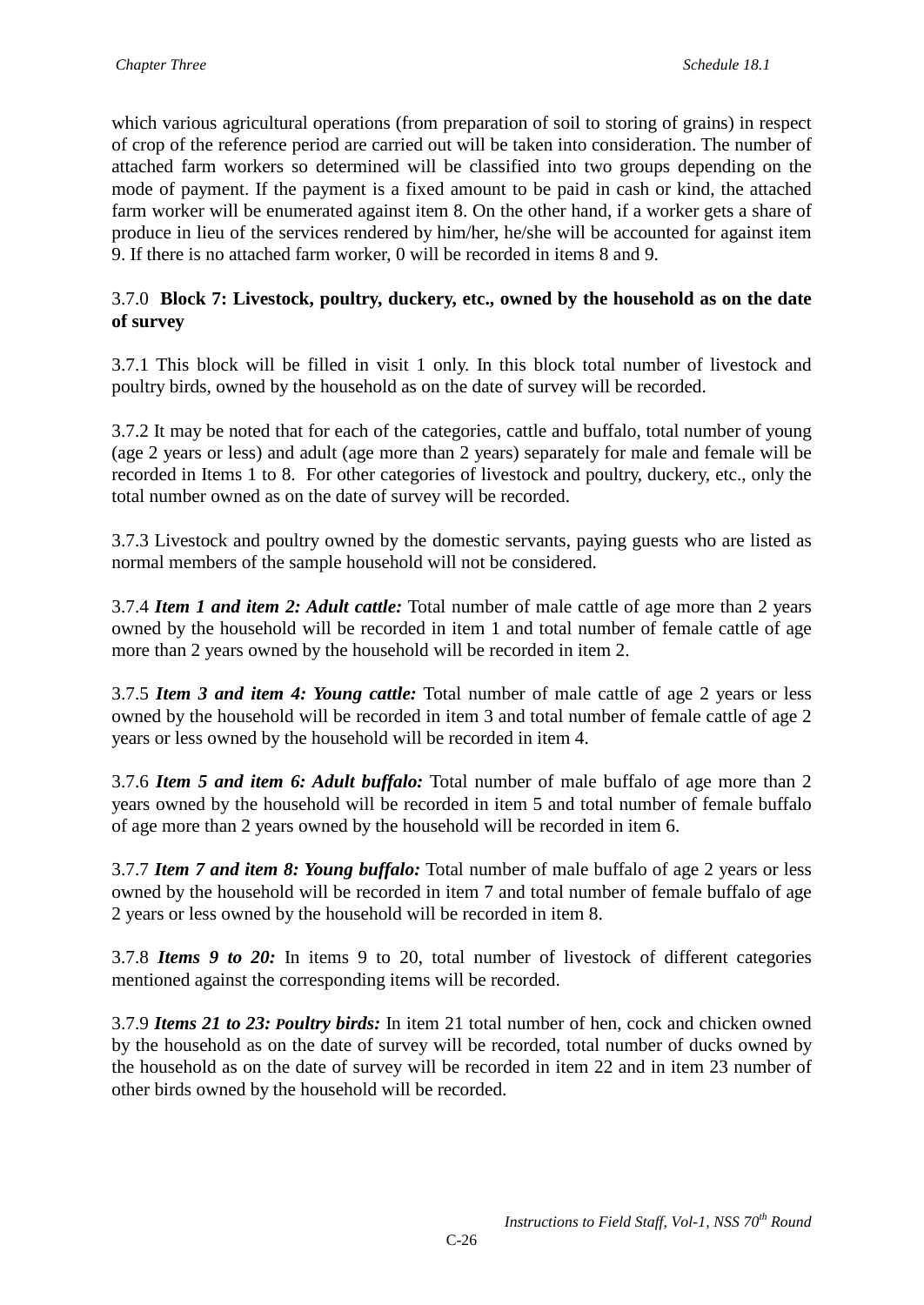which various agricultural operations (from preparation of soil to storing of grains) in respect of crop of the reference period are carried out will be taken into consideration. The number of attached farm workers so determined will be classified into two groups depending on the mode of payment. If the payment is a fixed amount to be paid in cash or kind, the attached farm worker will be enumerated against item 8. On the other hand, if a worker gets a share of produce in lieu of the services rendered by him/her, he/she will be accounted for against item 9. If there is no attached farm worker, 0 will be recorded in items 8 and 9.

### 3.7.0 **Block 7: Livestock, poultry, duckery, etc., owned by the household as on the date of survey**

3.7.1 This block will be filled in visit 1 only. In this block total number of livestock and poultry birds, owned by the household as on the date of survey will be recorded.

3.7.2 It may be noted that for each of the categories, cattle and buffalo, total number of young (age 2 years or less) and adult (age more than 2 years) separately for male and female will be recorded in Items 1 to 8. For other categories of livestock and poultry, duckery, etc., only the total number owned as on the date of survey will be recorded.

3.7.3 Livestock and poultry owned by the domestic servants, paying guests who are listed as normal members of the sample household will not be considered.

3.7.4 ***Item 1 and item 2: Adult cattle:*** Total number of male cattle of age more than 2 years owned by the household will be recorded in item 1 and total number of female cattle of age more than 2 years owned by the household will be recorded in item 2.

3.7.5 ***Item 3 and item 4: Young cattle:*** Total number of male cattle of age 2 years or less owned by the household will be recorded in item 3 and total number of female cattle of age 2 years or less owned by the household will be recorded in item 4.

3.7.6 ***Item 5 and item 6: Adult buffalo:*** Total number of male buffalo of age more than 2 years owned by the household will be recorded in item 5 and total number of female buffalo of age more than 2 years owned by the household will be recorded in item 6.

3.7.7 ***Item 7 and item 8: Young buffalo:*** Total number of male buffalo of age 2 years or less owned by the household will be recorded in item 7 and total number of female buffalo of age 2 years or less owned by the household will be recorded in item 8.

3.7.8 ***Items 9 to 20:*** In items 9 to 20, total number of livestock of different categories mentioned against the corresponding items will be recorded.

3.7.9 ***Items 21 to 23: Poultry birds:*** In item 21 total number of hen, cock and chicken owned by the household as on the date of survey will be recorded, total number of ducks owned by the household as on the date of survey will be recorded in item 22 and in item 23 number of other birds owned by the household will be recorded.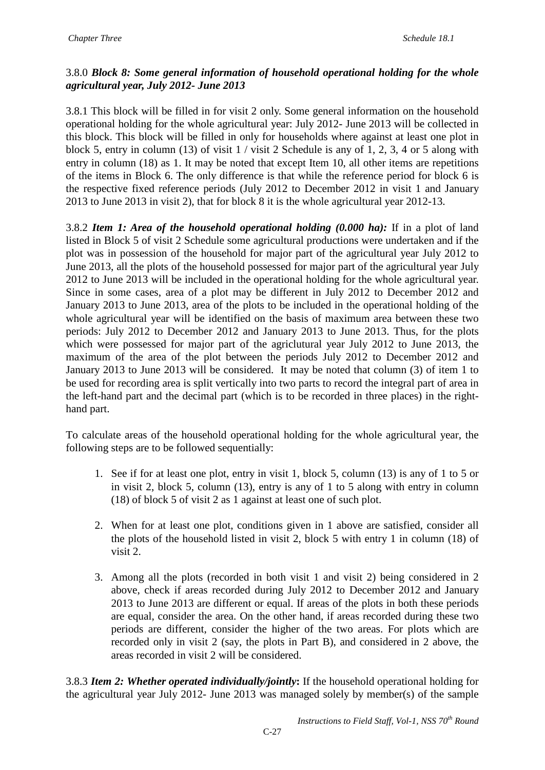3.8.0 ***Block 8: Some general information of household operational holding for the whole agricultural year, July 2012- June 2013***

3.8.1 This block will be filled in for visit 2 only. Some general information on the household operational holding for the whole agricultural year: July 2012- June 2013 will be collected in this block. This block will be filled in only for households where against at least one plot in block 5, entry in column (13) of visit 1 / visit 2 Schedule is any of 1, 2, 3, 4 or 5 along with entry in column (18) as 1. It may be noted that except Item 10, all other items are repetitions of the items in Block 6. The only difference is that while the reference period for block 6 is the respective fixed reference periods (July 2012 to December 2012 in visit 1 and January 2013 to June 2013 in visit 2), that for block 8 it is the whole agricultural year 2012-13.

3.8.2 ***Item 1: Area of the household operational holding (0.000 ha):*** If in a plot of land listed in Block 5 of visit 2 Schedule some agricultural productions were undertaken and if the plot was in possession of the household for major part of the agricultural year July 2012 to June 2013, all the plots of the household possessed for major part of the agricultural year July 2012 to June 2013 will be included in the operational holding for the whole agricultural year. Since in some cases, area of a plot may be different in July 2012 to December 2012 and January 2013 to June 2013, area of the plots to be included in the operational holding of the whole agricultural year will be identified on the basis of maximum area between these two periods: July 2012 to December 2012 and January 2013 to June 2013. Thus, for the plots which were possessed for major part of the agriclutural year July 2012 to June 2013, the maximum of the area of the plot between the periods July 2012 to December 2012 and January 2013 to June 2013 will be considered. It may be noted that column (3) of item 1 to be used for recording area is split vertically into two parts to record the integral part of area in the left-hand part and the decimal part (which is to be recorded in three places) in the right-hand part.

To calculate areas of the household operational holding for the whole agricultural year, the following steps are to be followed sequentially:

1. See if for at least one plot, entry in visit 1, block 5, column (13) is any of 1 to 5 or in visit 2, block 5, column (13), entry is any of 1 to 5 along with entry in column (18) of block 5 of visit 2 as 1 against at least one of such plot.

2. When for at least one plot, conditions given in 1 above are satisfied, consider all the plots of the household listed in visit 2, block 5 with entry 1 in column (18) of visit 2.

3. Among all the plots (recorded in both visit 1 and visit 2) being considered in 2 above, check if areas recorded during July 2012 to December 2012 and January 2013 to June 2013 are different or equal. If areas of the plots in both these periods are equal, consider the area. On the other hand, if areas recorded during these two periods are different, consider the higher of the two areas. For plots which are recorded only in visit 2 (say, the plots in Part B), and considered in 2 above, the areas recorded in visit 2 will be considered.

3.8.3 ***Item 2: Whether operated individually/jointly*:** If the household operational holding for the agricultural year July 2012- June 2013 was managed solely by member(s) of the sample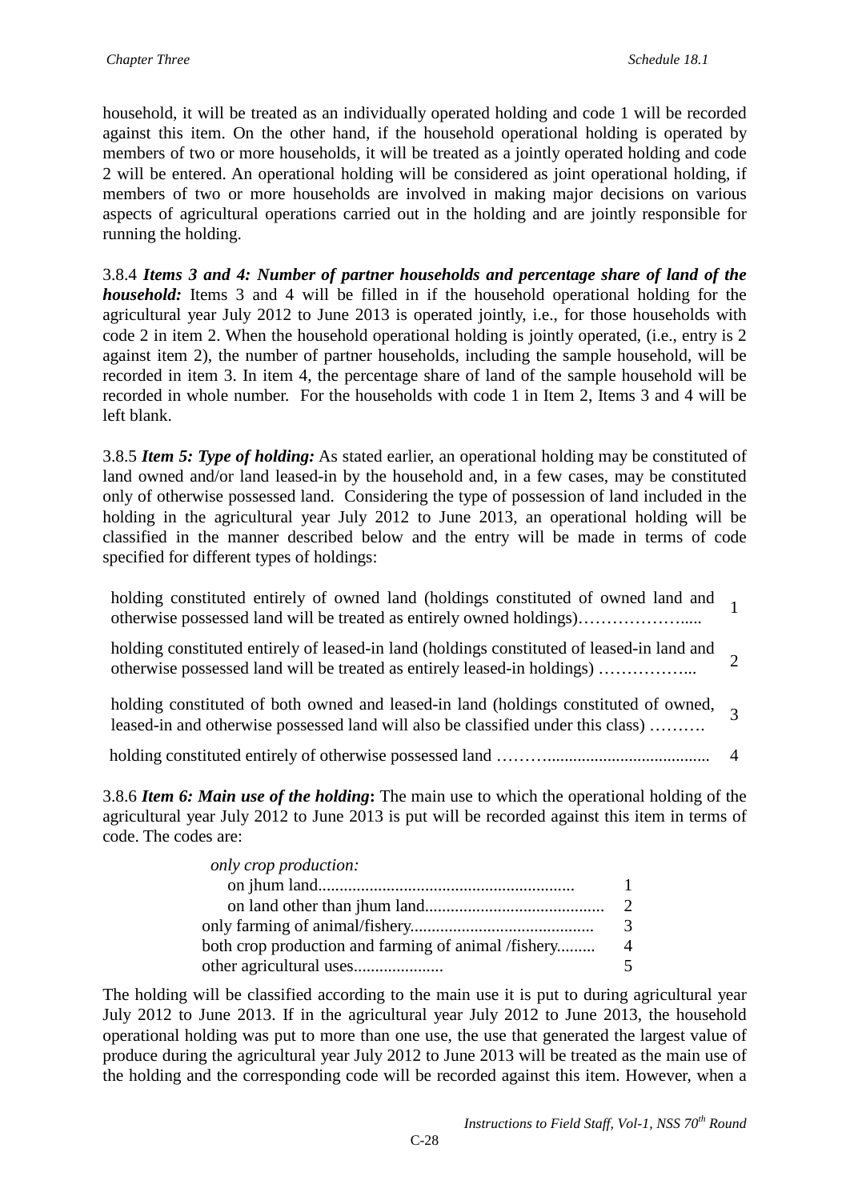household, it will be treated as an individually operated holding and code 1 will be recorded against this item. On the other hand, if the household operational holding is operated by members of two or more households, it will be treated as a jointly operated holding and code 2 will be entered. An operational holding will be considered as joint operational holding, if members of two or more households are involved in making major decisions on various aspects of agricultural operations carried out in the holding and are jointly responsible for running the holding.

3.8.4 ***Items 3 and 4: Number of partner households and percentage share of land of the household:*** Items 3 and 4 will be filled in if the household operational holding for the agricultural year July 2012 to June 2013 is operated jointly, i.e., for those households with code 2 in item 2. When the household operational holding is jointly operated, (i.e., entry is 2 against item 2), the number of partner households, including the sample household, will be recorded in item 3. In item 4, the percentage share of land of the sample household will be recorded in whole number. For the households with code 1 in Item 2, Items 3 and 4 will be left blank.

3.8.5 ***Item 5: Type of holding:*** As stated earlier, an operational holding may be constituted of land owned and/or land leased-in by the household and, in a few cases, may be constituted only of otherwise possessed land. Considering the type of possession of land included in the holding in the agricultural year July 2012 to June 2013, an operational holding will be classified in the manner described below and the entry will be made in terms of code specified for different types of holdings:

| | |
|---|---|
| holding constituted entirely of owned land (holdings constituted of owned land and otherwise possessed land will be treated as entirely owned holdings)……………….... | 1 |
| holding constituted entirely of leased-in land (holdings constituted of leased-in land and otherwise possessed land will be treated as entirely leased-in holdings) ……………... | 2 |
| holding constituted of both owned and leased-in land (holdings constituted of owned, leased-in and otherwise possessed land will also be classified under this class) ………. | 3 |
| holding constituted entirely of otherwise possessed land ……….................................... | 4 |

3.8.6 ***Item 6: Main use of the holding*:** The main use to which the operational holding of the agricultural year July 2012 to June 2013 is put will be recorded against this item in terms of code. The codes are:

| | |
|---|---|
| *only crop production:* | |
| on jhum land........................................................... | 1 |
| on land other than jhum land.......................................... | 2 |
| only farming of animal/fishery.......................................... | 3 |
| both crop production and farming of animal /fishery......... | 4 |
| other agricultural uses..................... | 5 |

The holding will be classified according to the main use it is put to during agricultural year July 2012 to June 2013. If in the agricultural year July 2012 to June 2013, the household operational holding was put to more than one use, the use that generated the largest value of produce during the agricultural year July 2012 to June 2013 will be treated as the main use of the holding and the corresponding code will be recorded against this item. However, when a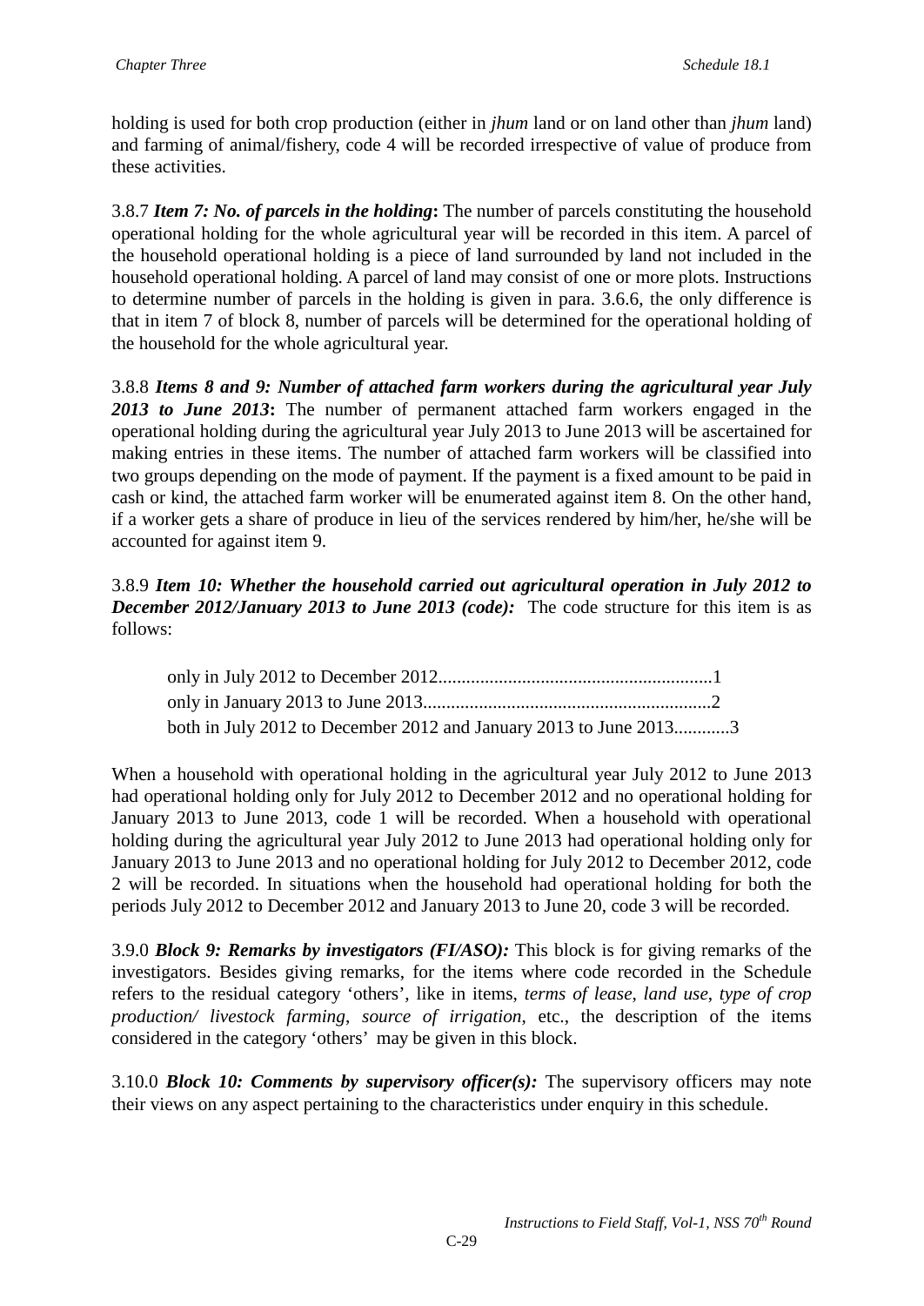holding is used for both crop production (either in *jhum* land or on land other than *jhum* land) and farming of animal/fishery, code 4 will be recorded irrespective of value of produce from these activities.

3.8.7 ***Item 7: No. of parcels in the holding*:** The number of parcels constituting the household operational holding for the whole agricultural year will be recorded in this item. A parcel of the household operational holding is a piece of land surrounded by land not included in the household operational holding. A parcel of land may consist of one or more plots. Instructions to determine number of parcels in the holding is given in para. 3.6.6, the only difference is that in item 7 of block 8, number of parcels will be determined for the operational holding of the household for the whole agricultural year.

3.8.8 ***Items 8 and 9: Number of attached farm workers during the agricultural year July 2013 to June 2013*:** The number of permanent attached farm workers engaged in the operational holding during the agricultural year July 2013 to June 2013 will be ascertained for making entries in these items. The number of attached farm workers will be classified into two groups depending on the mode of payment. If the payment is a fixed amount to be paid in cash or kind, the attached farm worker will be enumerated against item 8. On the other hand, if a worker gets a share of produce in lieu of the services rendered by him/her, he/she will be accounted for against item 9.

3.8.9 ***Item 10: Whether the household carried out agricultural operation in July 2012 to December 2012/January 2013 to June 2013 (code):*** The code structure for this item is as follows:

only in July 2012 to December 2012..........................................................1
only in January 2013 to June 2013.............................................................2
both in July 2012 to December 2012 and January 2013 to June 2013............3

When a household with operational holding in the agricultural year July 2012 to June 2013 had operational holding only for July 2012 to December 2012 and no operational holding for January 2013 to June 2013, code 1 will be recorded. When a household with operational holding during the agricultural year July 2012 to June 2013 had operational holding only for January 2013 to June 2013 and no operational holding for July 2012 to December 2012, code 2 will be recorded. In situations when the household had operational holding for both the periods July 2012 to December 2012 and January 2013 to June 20, code 3 will be recorded.

3.9.0 ***Block 9: Remarks by investigators (FI/ASO):*** This block is for giving remarks of the investigators. Besides giving remarks, for the items where code recorded in the Schedule refers to the residual category 'others', like in items, *terms of lease*, *land use*, *type of crop production/ livestock farming*, *source of irrigation*, etc., the description of the items considered in the category 'others' may be given in this block.

3.10.0 ***Block 10: Comments by supervisory officer(s):*** The supervisory officers may note their views on any aspect pertaining to the characteristics under enquiry in this schedule.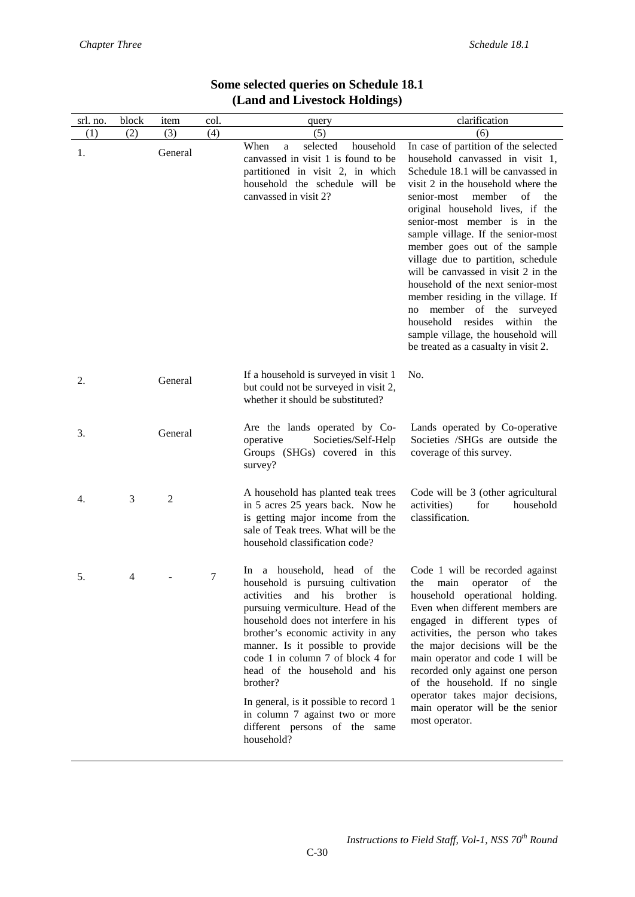## Some selected queries on Schedule 18.1 (Land and Livestock Holdings)

| srl. no. | block | item | col. | query | clarification |
|---|---|---|---|---|---|
| (1) | (2) | (3) | (4) | (5) | (6) |
| 1. | | General | | When a selected household canvassed in visit 1 is found to be partitioned in visit 2, in which household the schedule will be canvassed in visit 2? | In case of partition of the selected household canvassed in visit 1, Schedule 18.1 will be canvassed in visit 2 in the household where the senior-most member of the original household lives, if the senior-most member is in the sample village. If the senior-most member goes out of the sample village due to partition, schedule will be canvassed in visit 2 in the household of the next senior-most member residing in the village. If no member of the surveyed household resides within the sample village, the household will be treated as a casualty in visit 2. |
| 2. | | General | | If a household is surveyed in visit 1 but could not be surveyed in visit 2, whether it should be substituted? | No. |
| 3. | | General | | Are the lands operated by Co-operative Societies/Self-Help Groups (SHGs) covered in this survey? | Lands operated by Co-operative Societies /SHGs are outside the coverage of this survey. |
| 4. | 3 | 2 | | A household has planted teak trees in 5 acres 25 years back. Now he is getting major income from the sale of Teak trees. What will be the household classification code? | Code will be 3 (other agricultural activities) for household classification. |
| 5. | 4 | - | 7 | In a household, head of the household is pursuing cultivation activities and his brother is pursuing vermiculture. Head of the household does not interfere in his brother's economic activity in any manner. Is it possible to provide code 1 in column 7 of block 4 for head of the household and his brother? In general, is it possible to record 1 in column 7 against two or more different persons of the same household? | Code 1 will be recorded against the main operator of the household operational holding. Even when different members are engaged in different types of activities, the person who takes the major decisions will be the main operator and code 1 will be recorded only against one person of the household. If no single operator takes major decisions, main operator will be the senior most operator. |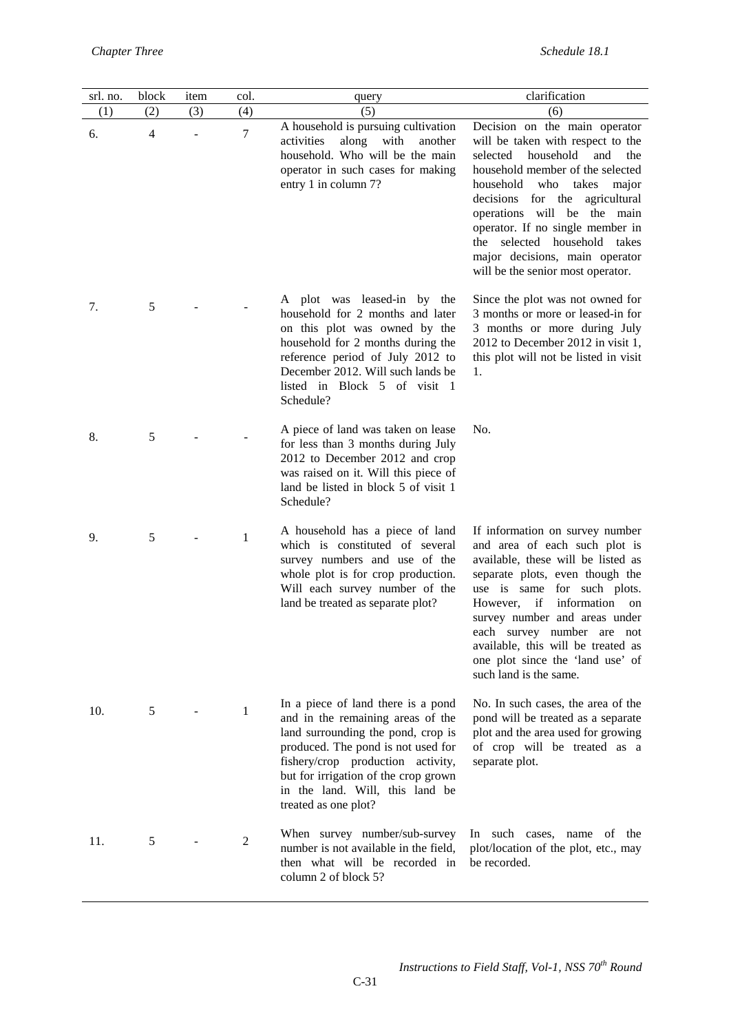| srl. no. | block | item | col. | query | clarification |
|---|---|---|---|---|---|
| (1) | (2) | (3) | (4) | (5) | (6) |
| 6. | 4 | - | 7 | A household is pursuing cultivation activities along with another household. Who will be the main operator in such cases for making entry 1 in column 7? | Decision on the main operator will be taken with respect to the selected household and the household member of the selected household who takes major decisions for the agricultural operations will be the main operator. If no single member in the selected household takes major decisions, main operator will be the senior most operator. |
| 7. | 5 | - | - | A plot was leased-in by the household for 2 months and later on this plot was owned by the household for 2 months during the reference period of July 2012 to December 2012. Will such lands be listed in Block 5 of visit 1 Schedule? | Since the plot was not owned for 3 months or more or leased-in for 3 months or more during July 2012 to December 2012 in visit 1, this plot will not be listed in visit 1. |
| 8. | 5 | - | - | A piece of land was taken on lease for less than 3 months during July 2012 to December 2012 and crop was raised on it. Will this piece of land be listed in block 5 of visit 1 Schedule? | No. |
| 9. | 5 | - | 1 | A household has a piece of land which is constituted of several survey numbers and use of the whole plot is for crop production. Will each survey number of the land be treated as separate plot? | If information on survey number and area of each such plot is available, these will be listed as separate plots, even though the use is same for such plots. However, if information on survey number and areas under each survey number are not available, this will be treated as one plot since the 'land use' of such land is the same. |
| 10. | 5 | - | 1 | In a piece of land there is a pond and in the remaining areas of the land surrounding the pond, crop is produced. The pond is not used for fishery/crop production activity, but for irrigation of the crop grown in the land. Will, this land be treated as one plot? | No. In such cases, the area of the pond will be treated as a separate plot and the area used for growing of crop will be treated as a separate plot. |
| 11. | 5 | - | 2 | When survey number/sub-survey number is not available in the field, then what will be recorded in column 2 of block 5? | In such cases, name of the plot/location of the plot, etc., may be recorded. |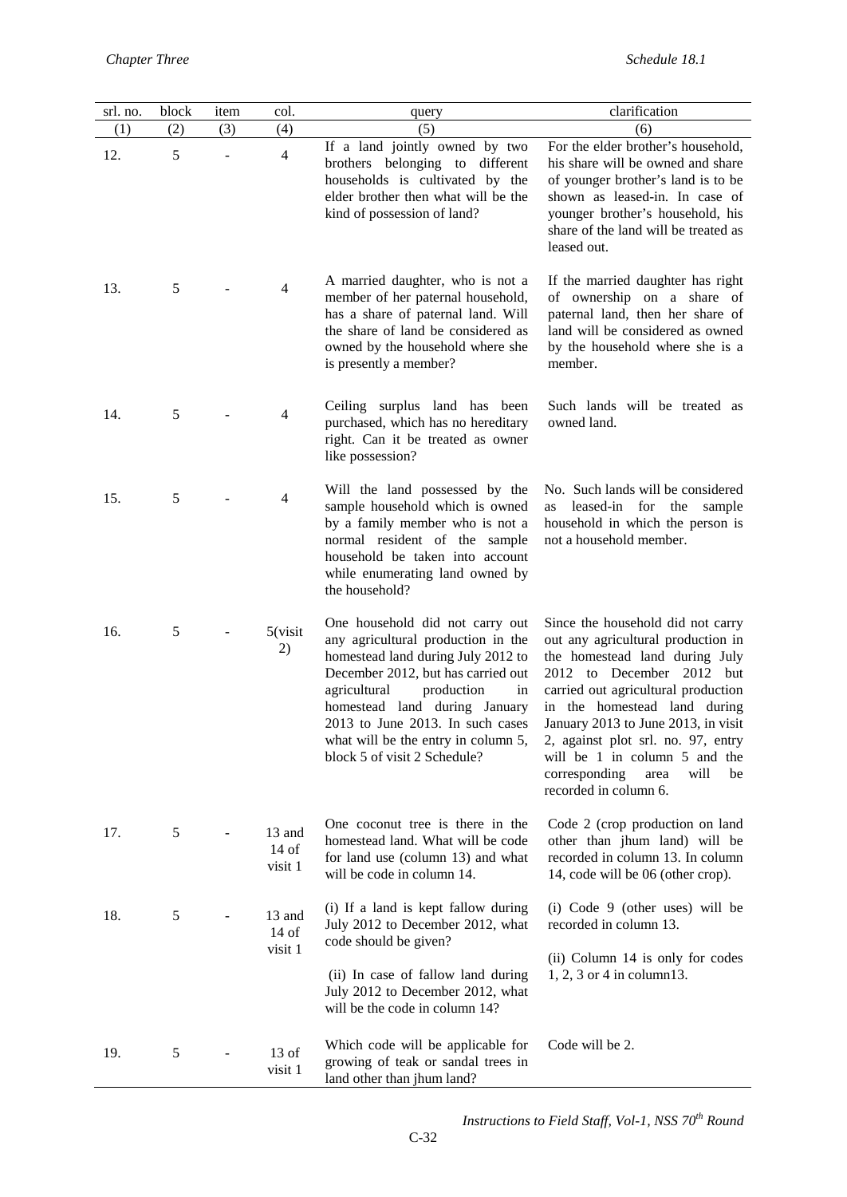| srl. no. | block | item | col. | query | clarification |
|---|---|---|---|---|---|
| (1) | (2) | (3) | (4) | (5) | (6) |
| 12. | 5 | - | 4 | If a land jointly owned by two brothers belonging to different households is cultivated by the elder brother then what will be the kind of possession of land? | For the elder brother's household, his share will be owned and share of younger brother's land is to be shown as leased-in. In case of younger brother's household, his share of the land will be treated as leased out. |
| 13. | 5 | - | 4 | A married daughter, who is not a member of her paternal household, has a share of paternal land. Will the share of land be considered as owned by the household where she is presently a member? | If the married daughter has right of ownership on a share of paternal land, then her share of land will be considered as owned by the household where she is a member. |
| 14. | 5 | - | 4 | Ceiling surplus land has been purchased, which has no hereditary right. Can it be treated as owner like possession? | Such lands will be treated as owned land. |
| 15. | 5 | - | 4 | Will the land possessed by the sample household which is owned by a family member who is not a normal resident of the sample household be taken into account while enumerating land owned by the household? | No. Such lands will be considered as leased-in for the sample household in which the person is not a household member. |
| 16. | 5 | - | 5(visit 2) | One household did not carry out any agricultural production in the homestead land during July 2012 to December 2012, but has carried out agricultural production in homestead land during January 2013 to June 2013. In such cases what will be the entry in column 5, block 5 of visit 2 Schedule? | Since the household did not carry out any agricultural production in the homestead land during July 2012 to December 2012 but carried out agricultural production in the homestead land during January 2013 to June 2013, in visit 2, against plot srl. no. 97, entry will be 1 in column 5 and the corresponding area will be recorded in column 6. |
| 17. | 5 | - | 13 and 14 of visit 1 | One coconut tree is there in the homestead land. What will be code for land use (column 13) and what will be code in column 14. | Code 2 (crop production on land other than jhum land) will be recorded in column 13. In column 14, code will be 06 (other crop). |
| 18. | 5 | - | 13 and 14 of visit 1 | (i) If a land is kept fallow during July 2012 to December 2012, what code should be given?<br><br>(ii) In case of fallow land during July 2012 to December 2012, what will be the code in column 14? | (i) Code 9 (other uses) will be recorded in column 13.<br><br>(ii) Column 14 is only for codes 1, 2, 3 or 4 in column13. |
| 19. | 5 | - | 13 of visit 1 | Which code will be applicable for growing of teak or sandal trees in land other than jhum land? | Code will be 2. |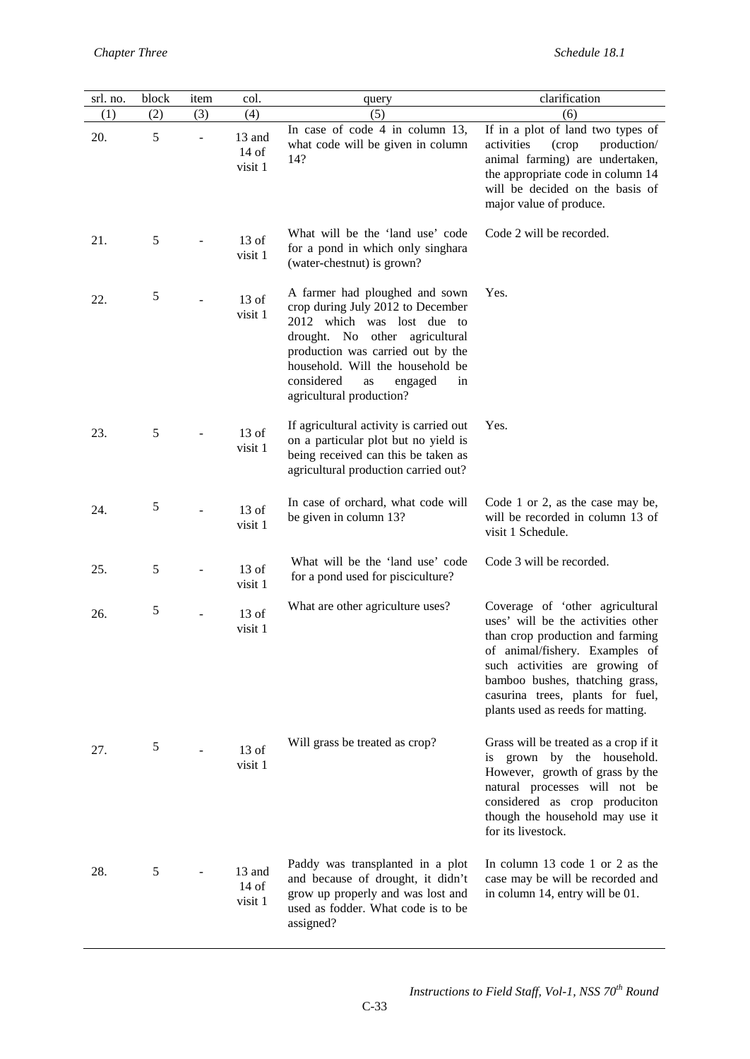| srl. no. | block | item | col. | query | clarification |
|---|---|---|---|---|---|
| (1) | (2) | (3) | (4) | (5) | (6) |
| 20. | 5 | - | 13 and 14 of visit 1 | In case of code 4 in column 13, what code will be given in column 14? | If in a plot of land two types of activities (crop production/ animal farming) are undertaken, the appropriate code in column 14 will be decided on the basis of major value of produce. |
| 21. | 5 | - | 13 of visit 1 | What will be the 'land use' code for a pond in which only singhara (water-chestnut) is grown? | Code 2 will be recorded. |
| 22. | 5 | - | 13 of visit 1 | A farmer had ploughed and sown crop during July 2012 to December 2012 which was lost due to drought. No other agricultural production was carried out by the household. Will the household be considered as engaged in agricultural production? | Yes. |
| 23. | 5 | - | 13 of visit 1 | If agricultural activity is carried out on a particular plot but no yield is being received can this be taken as agricultural production carried out? | Yes. |
| 24. | 5 | - | 13 of visit 1 | In case of orchard, what code will be given in column 13? | Code 1 or 2, as the case may be, will be recorded in column 13 of visit 1 Schedule. |
| 25. | 5 | - | 13 of visit 1 | What will be the 'land use' code for a pond used for pisciculture? | Code 3 will be recorded. |
| 26. | 5 | - | 13 of visit 1 | What are other agriculture uses? | Coverage of 'other agricultural uses' will be the activities other than crop production and farming of animal/fishery. Examples of such activities are growing of bamboo bushes, thatching grass, casurina trees, plants for fuel, plants used as reeds for matting. |
| 27. | 5 | - | 13 of visit 1 | Will grass be treated as crop? | Grass will be treated as a crop if it is grown by the household. However, growth of grass by the natural processes will not be considered as crop produciton though the household may use it for its livestock. |
| 28. | 5 | - | 13 and 14 of visit 1 | Paddy was transplanted in a plot and because of drought, it didn't grow up properly and was lost and used as fodder. What code is to be assigned? | In column 13 code 1 or 2 as the case may be will be recorded and in column 14, entry will be 01. |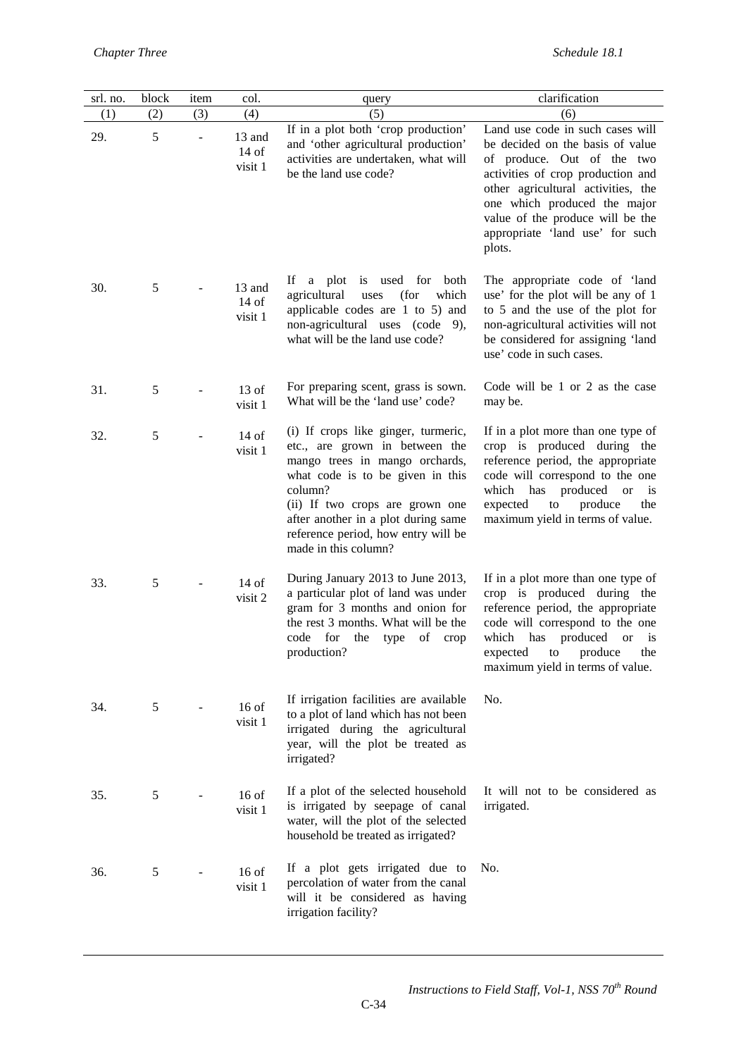| srl. no. | block | item | col. | query | clarification |
|---|---|---|---|---|---|
| (1) | (2) | (3) | (4) | (5) | (6) |
| 29. | 5 | - | 13 and 14 of visit 1 | If in a plot both 'crop production' and 'other agricultural production' activities are undertaken, what will be the land use code? | Land use code in such cases will be decided on the basis of value of produce. Out of the two activities of crop production and other agricultural activities, the one which produced the major value of the produce will be the appropriate 'land use' for such plots. |
| 30. | 5 | - | 13 and 14 of visit 1 | If a plot is used for both agricultural uses (for which applicable codes are 1 to 5) and non-agricultural uses (code 9), what will be the land use code? | The appropriate code of 'land use' for the plot will be any of 1 to 5 and the use of the plot for non-agricultural activities will not be considered for assigning 'land use' code in such cases. |
| 31. | 5 | - | 13 of visit 1 | For preparing scent, grass is sown. What will be the 'land use' code? | Code will be 1 or 2 as the case may be. |
| 32. | 5 | - | 14 of visit 1 | (i) If crops like ginger, turmeric, etc., are grown in between the mango trees in mango orchards, what code is to be given in this column?<br>(ii) If two crops are grown one after another in a plot during same reference period, how entry will be made in this column? | If in a plot more than one type of crop is produced during the reference period, the appropriate code will correspond to the one which has produced or is expected to produce the maximum yield in terms of value. |
| 33. | 5 | - | 14 of visit 2 | During January 2013 to June 2013, a particular plot of land was under gram for 3 months and onion for the rest 3 months. What will be the code for the type of crop production? | If in a plot more than one type of crop is produced during the reference period, the appropriate code will correspond to the one which has produced or is expected to produce the maximum yield in terms of value. |
| 34. | 5 | - | 16 of visit 1 | If irrigation facilities are available to a plot of land which has not been irrigated during the agricultural year, will the plot be treated as irrigated? | No. |
| 35. | 5 | - | 16 of visit 1 | If a plot of the selected household is irrigated by seepage of canal water, will the plot of the selected household be treated as irrigated? | It will not to be considered as irrigated. |
| 36. | 5 | - | 16 of visit 1 | If a plot gets irrigated due to percolation of water from the canal will it be considered as having irrigation facility? | No. |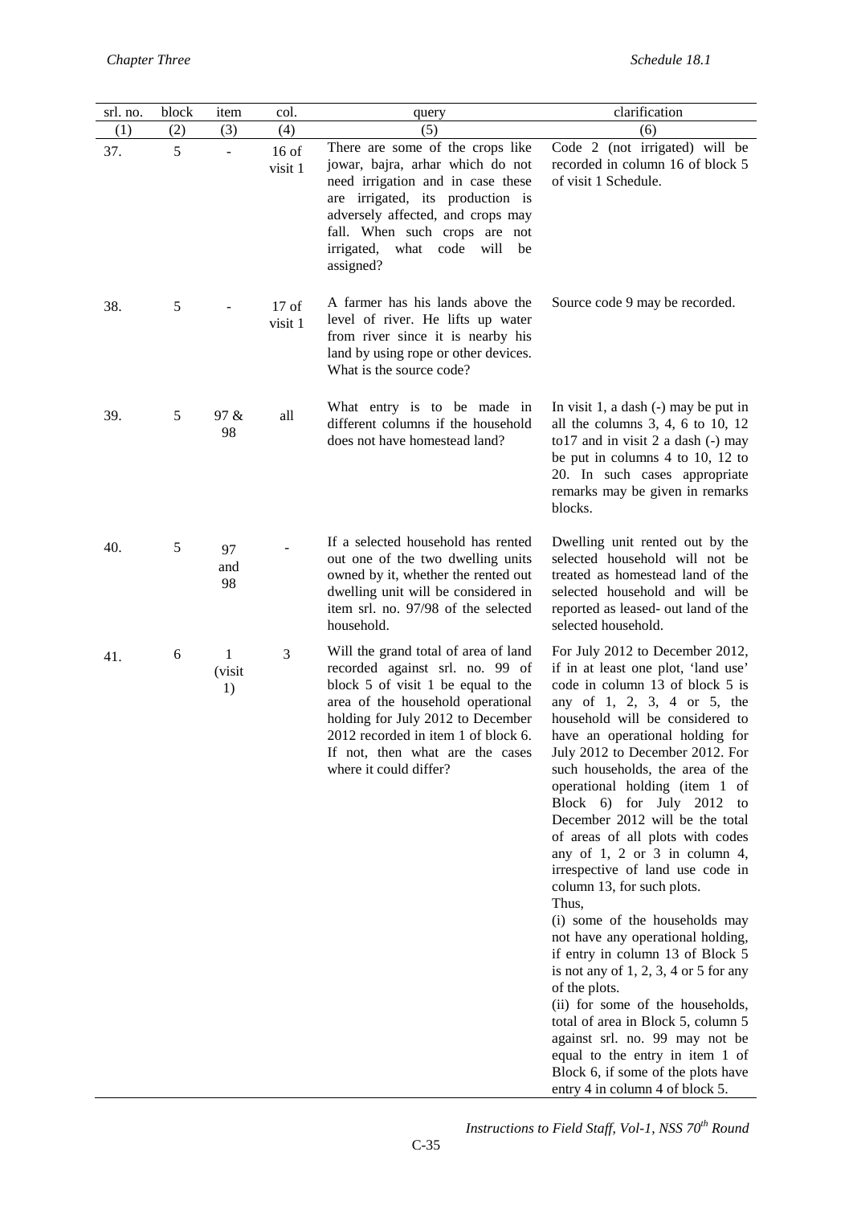| srl. no. | block | item | col. | query | clarification |
|---|---|---|---|---|---|
| (1) | (2) | (3) | (4) | (5) | (6) |
| 37. | 5 | - | 16 of visit 1 | There are some of the crops like jowar, bajra, arhar which do not need irrigation and in case these are irrigated, its production is adversely affected, and crops may fall. When such crops are not irrigated, what code will be assigned? | Code 2 (not irrigated) will be recorded in column 16 of block 5 of visit 1 Schedule. |
| 38. | 5 | - | 17 of visit 1 | A farmer has his lands above the level of river. He lifts up water from river since it is nearby his land by using rope or other devices. What is the source code? | Source code 9 may be recorded. |
| 39. | 5 | 97 & 98 | all | What entry is to be made in different columns if the household does not have homestead land? | In visit 1, a dash (-) may be put in all the columns 3, 4, 6 to 10, 12 to17 and in visit 2 a dash (-) may be put in columns 4 to 10, 12 to 20. In such cases appropriate remarks may be given in remarks blocks. |
| 40. | 5 | 97 and 98 | - | If a selected household has rented out one of the two dwelling units owned by it, whether the rented out dwelling unit will be considered in item srl. no. 97/98 of the selected household. | Dwelling unit rented out by the selected household will not be treated as homestead land of the selected household and will be reported as leased- out land of the selected household. |
| 41. | 6 | 1 (visit 1) | 3 | Will the grand total of area of land recorded against srl. no. 99 of block 5 of visit 1 be equal to the area of the household operational holding for July 2012 to December 2012 recorded in item 1 of block 6. If not, then what are the cases where it could differ? | For July 2012 to December 2012, if in at least one plot, 'land use' code in column 13 of block 5 is any of 1, 2, 3, 4 or 5, the household will be considered to have an operational holding for July 2012 to December 2012. For such households, the area of the operational holding (item 1 of Block 6) for July 2012 to December 2012 will be the total of areas of all plots with codes any of 1, 2 or 3 in column 4, irrespective of land use code in column 13, for such plots.<br>Thus,<br>(i) some of the households may not have any operational holding, if entry in column 13 of Block 5 is not any of 1, 2, 3, 4 or 5 for any of the plots.<br>(ii) for some of the households, total of area in Block 5, column 5 against srl. no. 99 may not be equal to the entry in item 1 of Block 6, if some of the plots have entry 4 in column 4 of block 5. |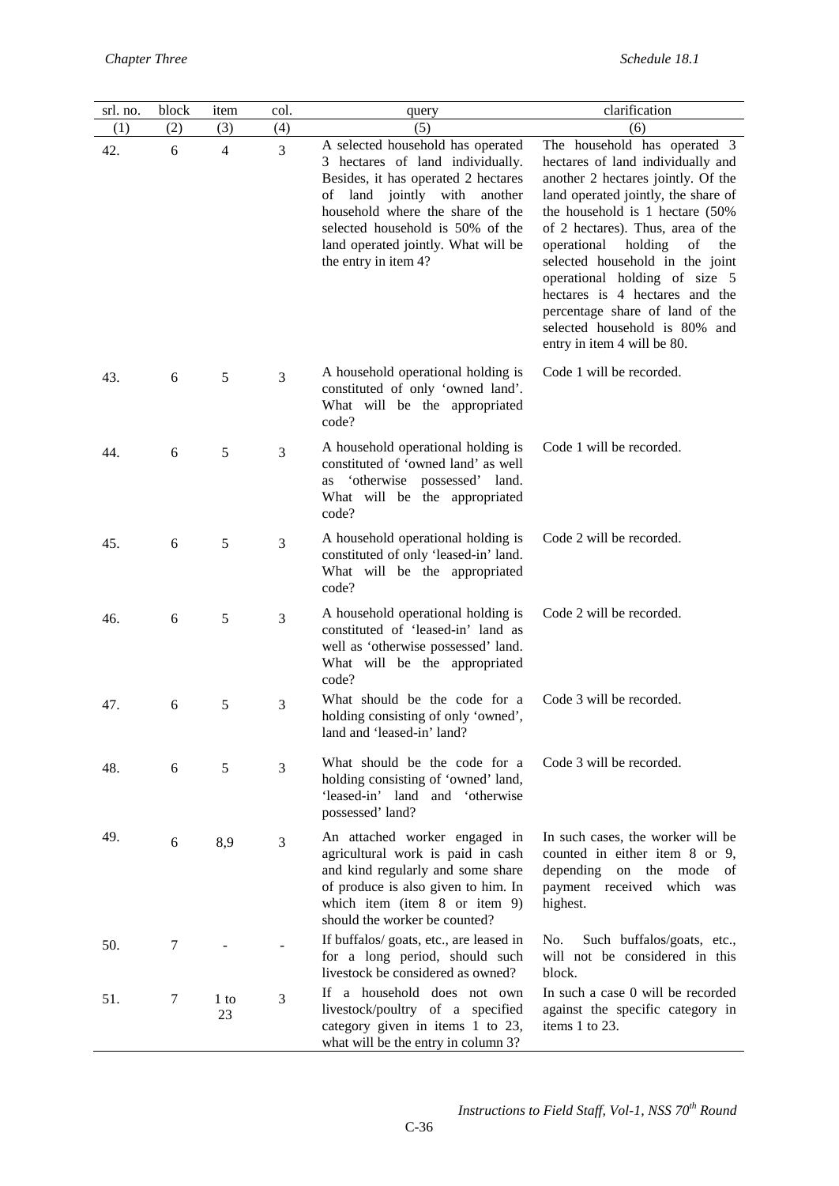| srl. no. | block | item | col. | query | clarification |
|---|---|---|---|---|---|
| (1) | (2) | (3) | (4) | (5) | (6) |
| 42. | 6 | 4 | 3 | A selected household has operated 3 hectares of land individually. Besides, it has operated 2 hectares of land jointly with another household where the share of the selected household is 50% of the land operated jointly. What will be the entry in item 4? | The household has operated 3 hectares of land individually and another 2 hectares jointly. Of the land operated jointly, the share of the household is 1 hectare (50% of 2 hectares). Thus, area of the operational holding of the selected household in the joint operational holding of size 5 hectares is 4 hectares and the percentage share of land of the selected household is 80% and entry in item 4 will be 80. |
| 43. | 6 | 5 | 3 | A household operational holding is constituted of only 'owned land'. What will be the appropriated code? | Code 1 will be recorded. |
| 44. | 6 | 5 | 3 | A household operational holding is constituted of 'owned land' as well as 'otherwise possessed' land. What will be the appropriated code? | Code 1 will be recorded. |
| 45. | 6 | 5 | 3 | A household operational holding is constituted of only 'leased-in' land. What will be the appropriated code? | Code 2 will be recorded. |
| 46. | 6 | 5 | 3 | A household operational holding is constituted of 'leased-in' land as well as 'otherwise possessed' land. What will be the appropriated code? | Code 2 will be recorded. |
| 47. | 6 | 5 | 3 | What should be the code for a holding consisting of only 'owned', land and 'leased-in' land? | Code 3 will be recorded. |
| 48. | 6 | 5 | 3 | What should be the code for a holding consisting of 'owned' land, 'leased-in' land and 'otherwise possessed' land? | Code 3 will be recorded. |
| 49. | 6 | 8,9 | 3 | An attached worker engaged in agricultural work is paid in cash and kind regularly and some share of produce is also given to him. In which item (item 8 or item 9) should the worker be counted? | In such cases, the worker will be counted in either item 8 or 9, depending on the mode of payment received which was highest. |
| 50. | 7 | - | - | If buffalos/ goats, etc., are leased in for a long period, should such livestock be considered as owned? | No. Such buffalos/goats, etc., will not be considered in this block. |
| 51. | 7 | 1 to 23 | 3 | If a household does not own livestock/poultry of a specified category given in items 1 to 23, what will be the entry in column 3? | In such a case 0 will be recorded against the specific category in items 1 to 23. |